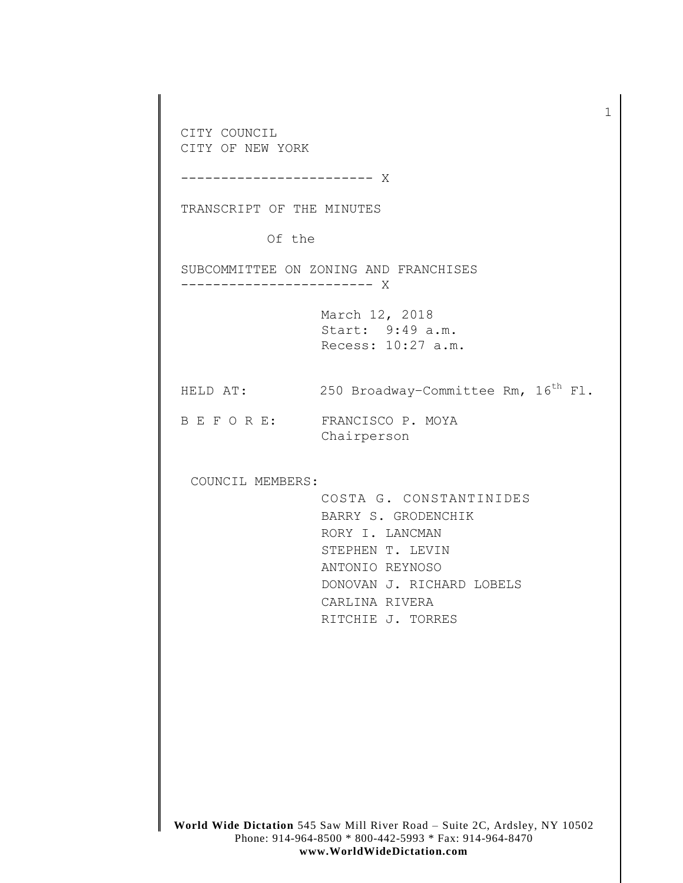CITY COUNCIL
CITY OF NEW YORK

------------------------ X

TRANSCRIPT OF THE MINUTES

Of the

SUBCOMMITTEE ON ZONING AND FRANCHISES

------------------------ X

March 12, 2018
Start: 9:49 a.m.
Recess: 10:27 a.m.

HELD AT: 250 Broadway–Committee Rm, 16th Fl.

B E F O R E: FRANCISCO P. MOYA
Chairperson

COUNCIL MEMBERS:

COSTA G. CONSTANTINIDES
BARRY S. GRODENCHIK
RORY I. LANCMAN
STEPHEN T. LEVIN
ANTONIO REYNOSO
DONOVAN J. RICHARD LOBELS
CARLINA RIVERA
RITCHIE J. TORRES

**World Wide Dictation** 545 Saw Mill River Road – Suite 2C, Ardsley, NY 10502
Phone: 914-964-8500 * 800-442-5993 * Fax: 914-964-8470
**www.WorldWideDictation.com**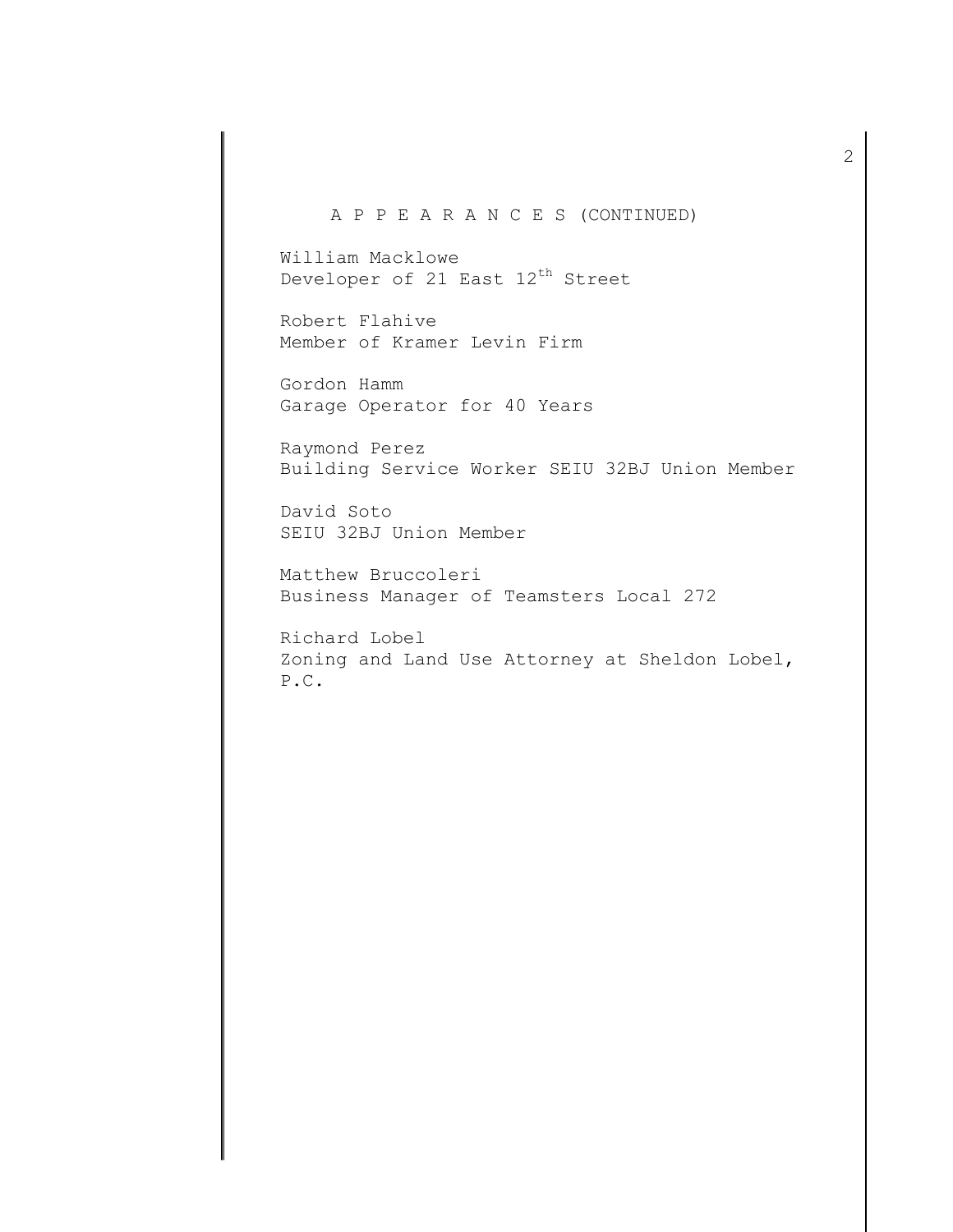A P P E A R A N C E S (CONTINUED)

William Macklowe
Developer of 21 East 12th Street

Robert Flahive
Member of Kramer Levin Firm

Gordon Hamm
Garage Operator for 40 Years

Raymond Perez
Building Service Worker SEIU 32BJ Union Member

David Soto
SEIU 32BJ Union Member

Matthew Bruccoleri
Business Manager of Teamsters Local 272

Richard Lobel
Zoning and Land Use Attorney at Sheldon Lobel, P.C.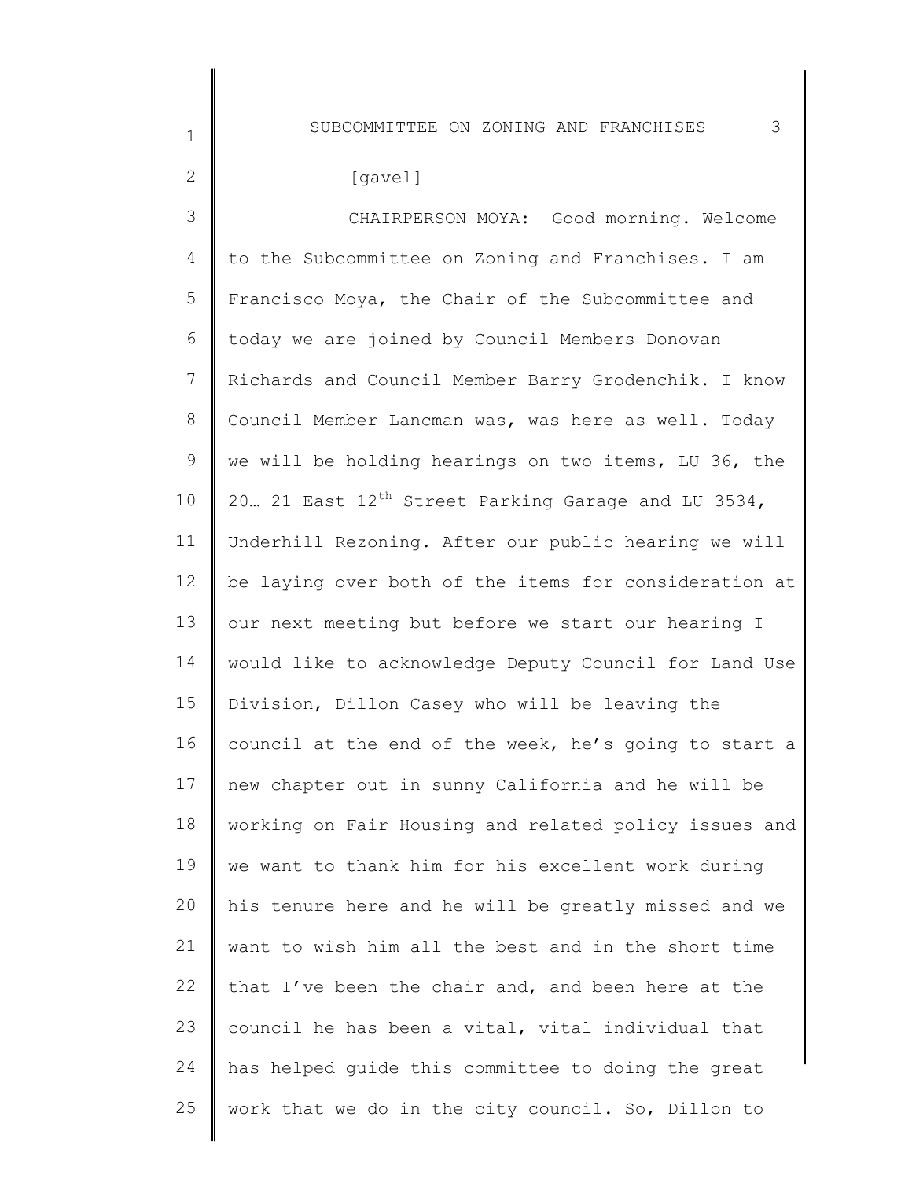[gavel]

CHAIRPERSON MOYA: Good morning. Welcome to the Subcommittee on Zoning and Franchises. I am Francisco Moya, the Chair of the Subcommittee and today we are joined by Council Members Donovan Richards and Council Member Barry Grodenchik. I know Council Member Lancman was, was here as well. Today we will be holding hearings on two items, LU 36, the 20… 21 East 12th Street Parking Garage and LU 3534, Underhill Rezoning. After our public hearing we will be laying over both of the items for consideration at our next meeting but before we start our hearing I would like to acknowledge Deputy Council for Land Use Division, Dillon Casey who will be leaving the council at the end of the week, he's going to start a new chapter out in sunny California and he will be working on Fair Housing and related policy issues and we want to thank him for his excellent work during his tenure here and he will be greatly missed and we want to wish him all the best and in the short time that I've been the chair and, and been here at the council he has been a vital, vital individual that has helped guide this committee to doing the great work that we do in the city council. So, Dillon to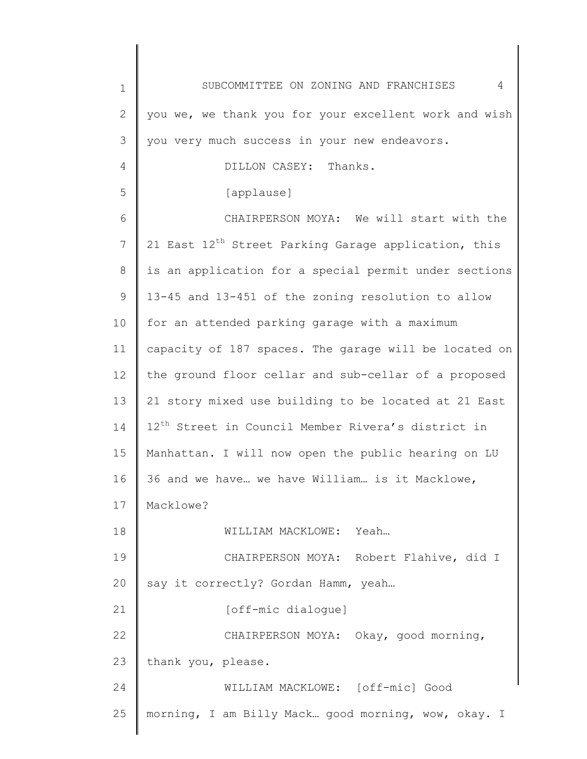you we, we thank you for your excellent work and wish you very much success in your new endeavors.

DILLON CASEY: Thanks.

[applause]

CHAIRPERSON MOYA: We will start with the 21 East 12th Street Parking Garage application, this is an application for a special permit under sections 13-45 and 13-451 of the zoning resolution to allow for an attended parking garage with a maximum capacity of 187 spaces. The garage will be located on the ground floor cellar and sub-cellar of a proposed 21 story mixed use building to be located at 21 East 12th Street in Council Member Rivera's district in Manhattan. I will now open the public hearing on LU 36 and we have… we have William… is it Macklowe, Macklowe?

WILLIAM MACKLOWE: Yeah…

CHAIRPERSON MOYA: Robert Flahive, did I say it correctly? Gordan Hamm, yeah…

[off-mic dialogue]

CHAIRPERSON MOYA: Okay, good morning, thank you, please.

WILLIAM MACKLOWE: [off-mic] Good morning, I am Billy Mack… good morning, wow, okay. I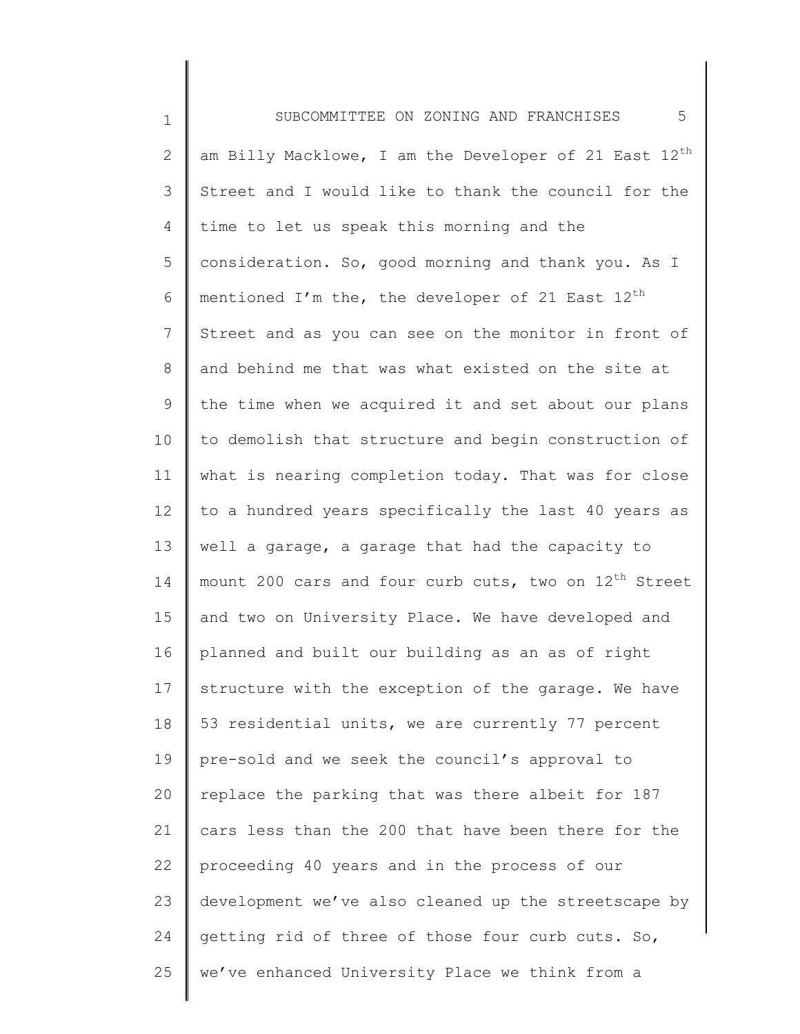am Billy Macklowe, I am the Developer of 21 East 12th Street and I would like to thank the council for the time to let us speak this morning and the consideration. So, good morning and thank you. As I mentioned I'm the, the developer of 21 East 12th Street and as you can see on the monitor in front of and behind me that was what existed on the site at the time when we acquired it and set about our plans to demolish that structure and begin construction of what is nearing completion today. That was for close to a hundred years specifically the last 40 years as well a garage, a garage that had the capacity to mount 200 cars and four curb cuts, two on 12th Street and two on University Place. We have developed and planned and built our building as an as of right structure with the exception of the garage. We have 53 residential units, we are currently 77 percent pre-sold and we seek the council's approval to replace the parking that was there albeit for 187 cars less than the 200 that have been there for the proceeding 40 years and in the process of our development we've also cleaned up the streetscape by getting rid of three of those four curb cuts. So, we've enhanced University Place we think from a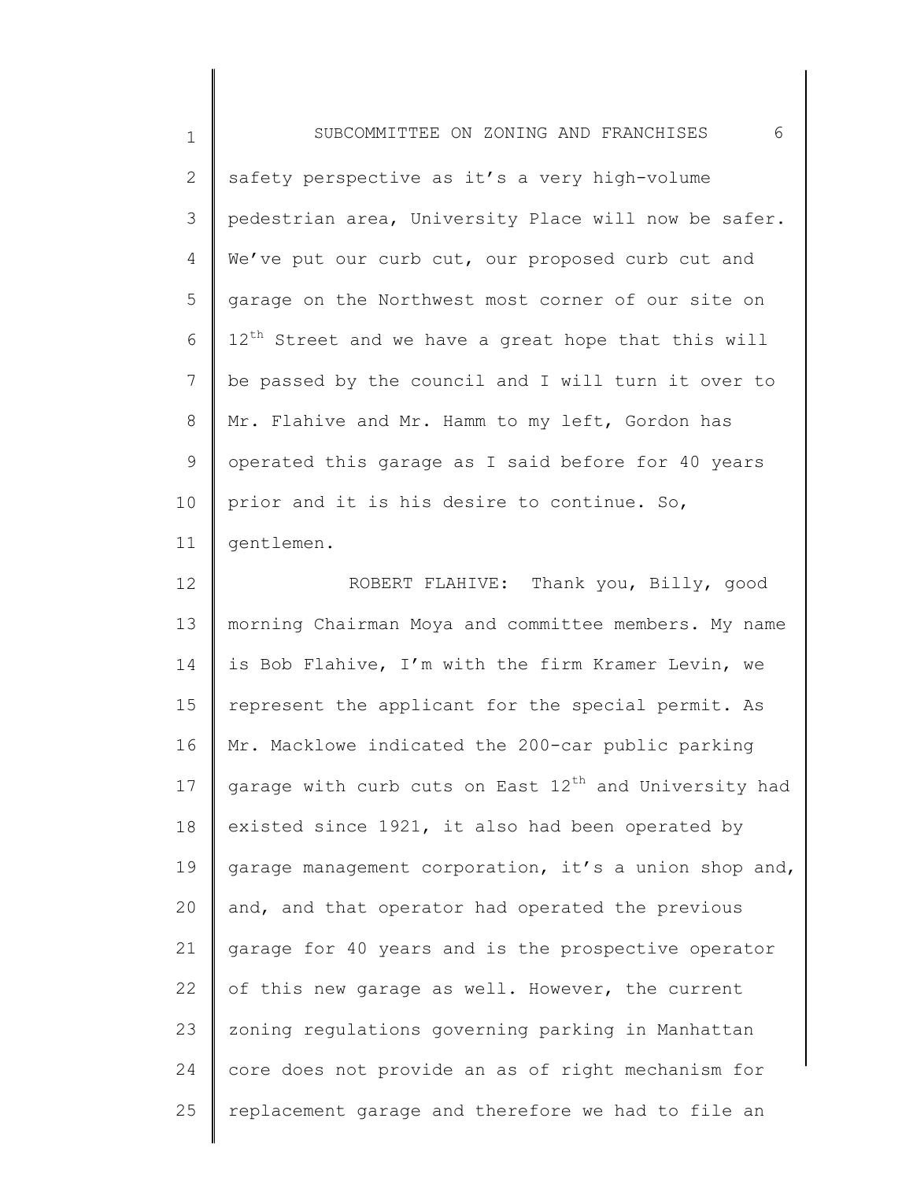safety perspective as it's a very high-volume pedestrian area, University Place will now be safer. We've put our curb cut, our proposed curb cut and garage on the Northwest most corner of our site on 12th Street and we have a great hope that this will be passed by the council and I will turn it over to Mr. Flahive and Mr. Hamm to my left, Gordon has operated this garage as I said before for 40 years prior and it is his desire to continue. So, gentlemen.

ROBERT FLAHIVE: Thank you, Billy, good morning Chairman Moya and committee members. My name is Bob Flahive, I'm with the firm Kramer Levin, we represent the applicant for the special permit. As Mr. Macklowe indicated the 200-car public parking garage with curb cuts on East 12th and University had existed since 1921, it also had been operated by garage management corporation, it's a union shop and, and, and that operator had operated the previous garage for 40 years and is the prospective operator of this new garage as well. However, the current zoning regulations governing parking in Manhattan core does not provide an as of right mechanism for replacement garage and therefore we had to file an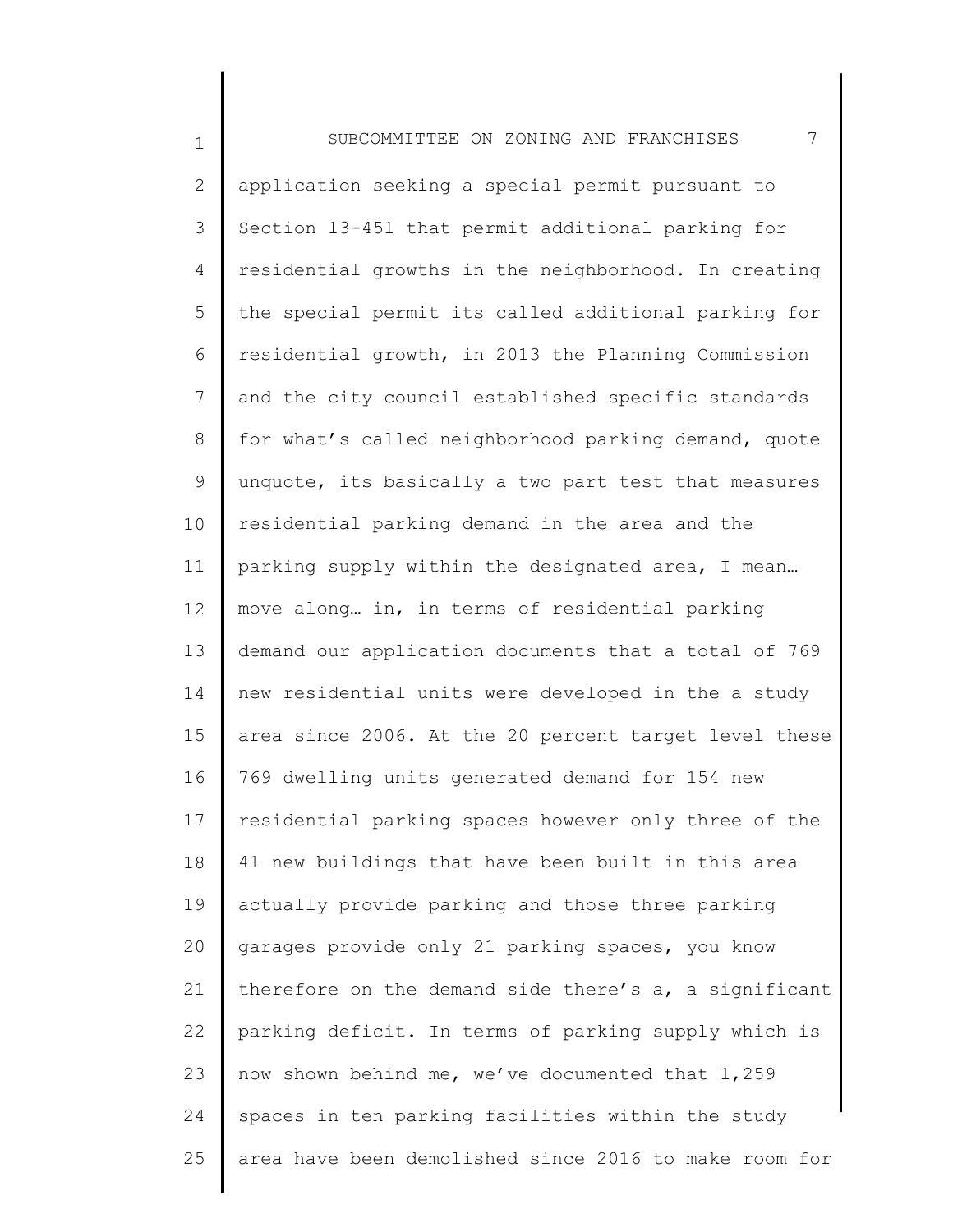application seeking a special permit pursuant to Section 13-451 that permit additional parking for residential growths in the neighborhood. In creating the special permit its called additional parking for residential growth, in 2013 the Planning Commission and the city council established specific standards for what's called neighborhood parking demand, quote unquote, its basically a two part test that measures residential parking demand in the area and the parking supply within the designated area, I mean… move along… in, in terms of residential parking demand our application documents that a total of 769 new residential units were developed in the a study area since 2006. At the 20 percent target level these 769 dwelling units generated demand for 154 new residential parking spaces however only three of the 41 new buildings that have been built in this area actually provide parking and those three parking garages provide only 21 parking spaces, you know therefore on the demand side there's a, a significant parking deficit. In terms of parking supply which is now shown behind me, we've documented that 1,259 spaces in ten parking facilities within the study area have been demolished since 2016 to make room for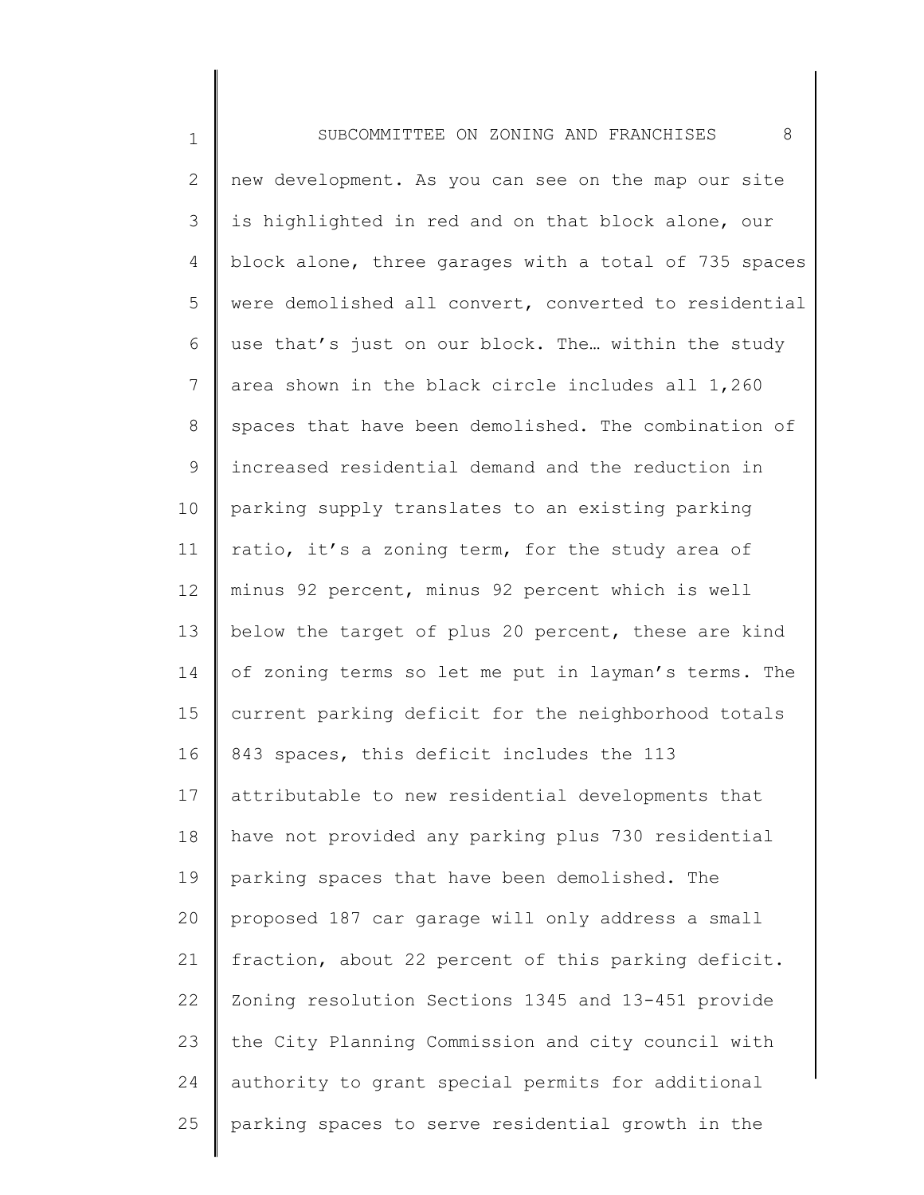new development. As you can see on the map our site is highlighted in red and on that block alone, our block alone, three garages with a total of 735 spaces were demolished all convert, converted to residential use that's just on our block. The… within the study area shown in the black circle includes all 1,260 spaces that have been demolished. The combination of increased residential demand and the reduction in parking supply translates to an existing parking ratio, it's a zoning term, for the study area of minus 92 percent, minus 92 percent which is well below the target of plus 20 percent, these are kind of zoning terms so let me put in layman's terms. The current parking deficit for the neighborhood totals 843 spaces, this deficit includes the 113 attributable to new residential developments that have not provided any parking plus 730 residential parking spaces that have been demolished. The proposed 187 car garage will only address a small fraction, about 22 percent of this parking deficit. Zoning resolution Sections 1345 and 13-451 provide the City Planning Commission and city council with authority to grant special permits for additional parking spaces to serve residential growth in the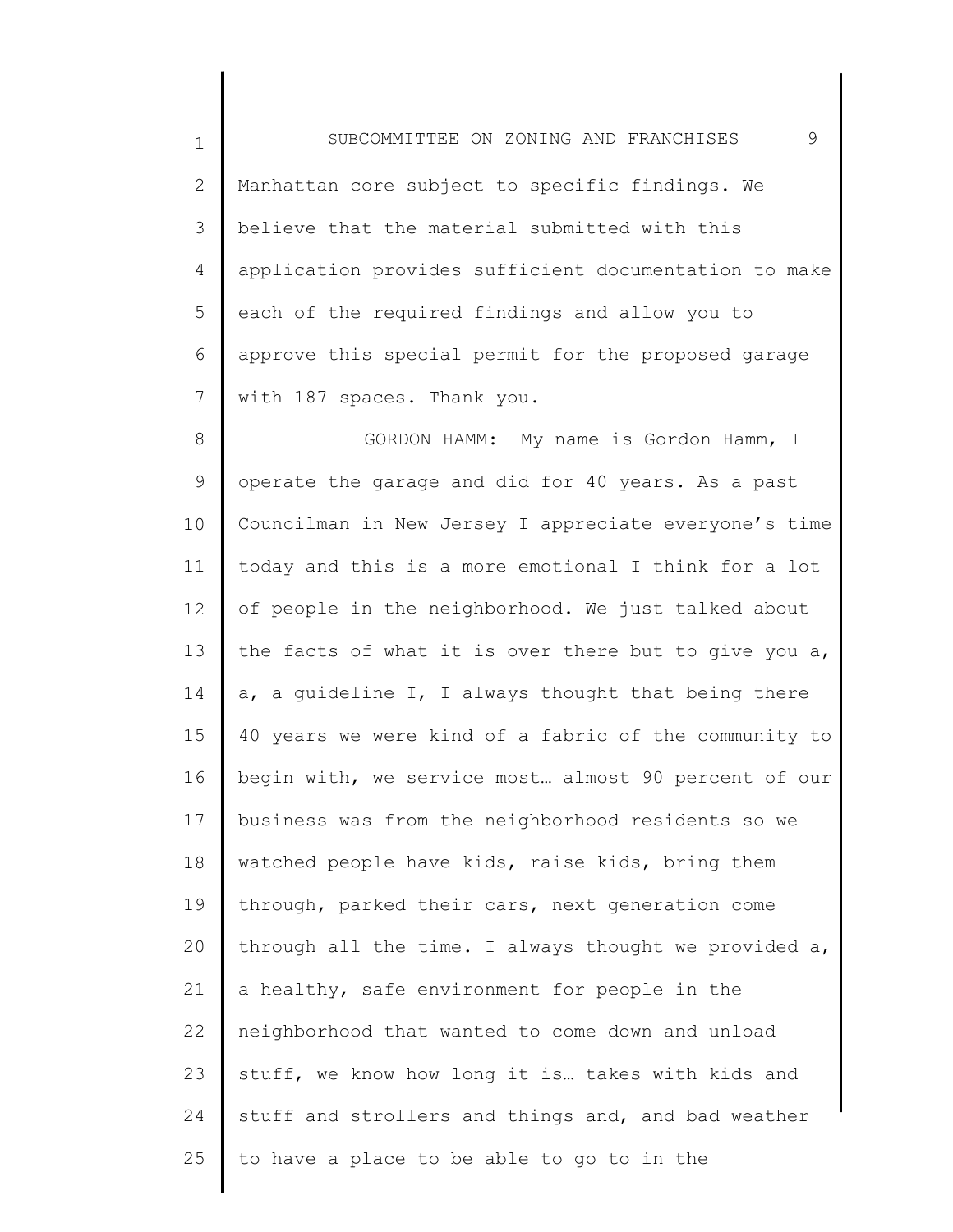Manhattan core subject to specific findings. We believe that the material submitted with this application provides sufficient documentation to make each of the required findings and allow you to approve this special permit for the proposed garage with 187 spaces. Thank you.

GORDON HAMM: My name is Gordon Hamm, I operate the garage and did for 40 years. As a past Councilman in New Jersey I appreciate everyone's time today and this is a more emotional I think for a lot of people in the neighborhood. We just talked about the facts of what it is over there but to give you a, a, a guideline I, I always thought that being there 40 years we were kind of a fabric of the community to begin with, we service most… almost 90 percent of our business was from the neighborhood residents so we watched people have kids, raise kids, bring them through, parked their cars, next generation come through all the time. I always thought we provided a, a healthy, safe environment for people in the neighborhood that wanted to come down and unload stuff, we know how long it is… takes with kids and stuff and strollers and things and, and bad weather to have a place to be able to go to in the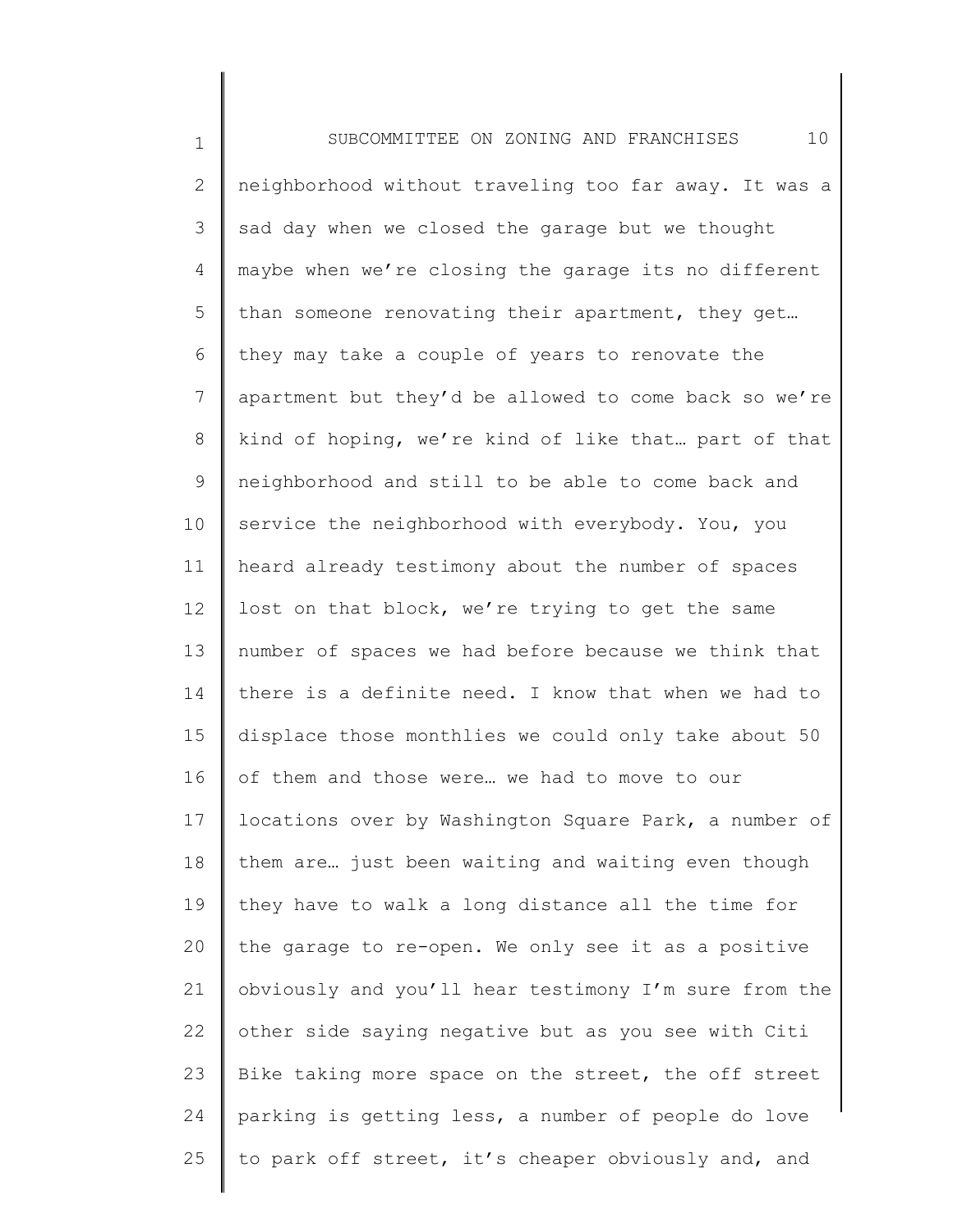neighborhood without traveling too far away. It was a sad day when we closed the garage but we thought maybe when we're closing the garage its no different than someone renovating their apartment, they get… they may take a couple of years to renovate the apartment but they'd be allowed to come back so we're kind of hoping, we're kind of like that… part of that neighborhood and still to be able to come back and service the neighborhood with everybody. You, you heard already testimony about the number of spaces lost on that block, we're trying to get the same number of spaces we had before because we think that there is a definite need. I know that when we had to displace those monthlies we could only take about 50 of them and those were… we had to move to our locations over by Washington Square Park, a number of them are… just been waiting and waiting even though they have to walk a long distance all the time for the garage to re-open. We only see it as a positive obviously and you'll hear testimony I'm sure from the other side saying negative but as you see with Citi Bike taking more space on the street, the off street parking is getting less, a number of people do love to park off street, it's cheaper obviously and, and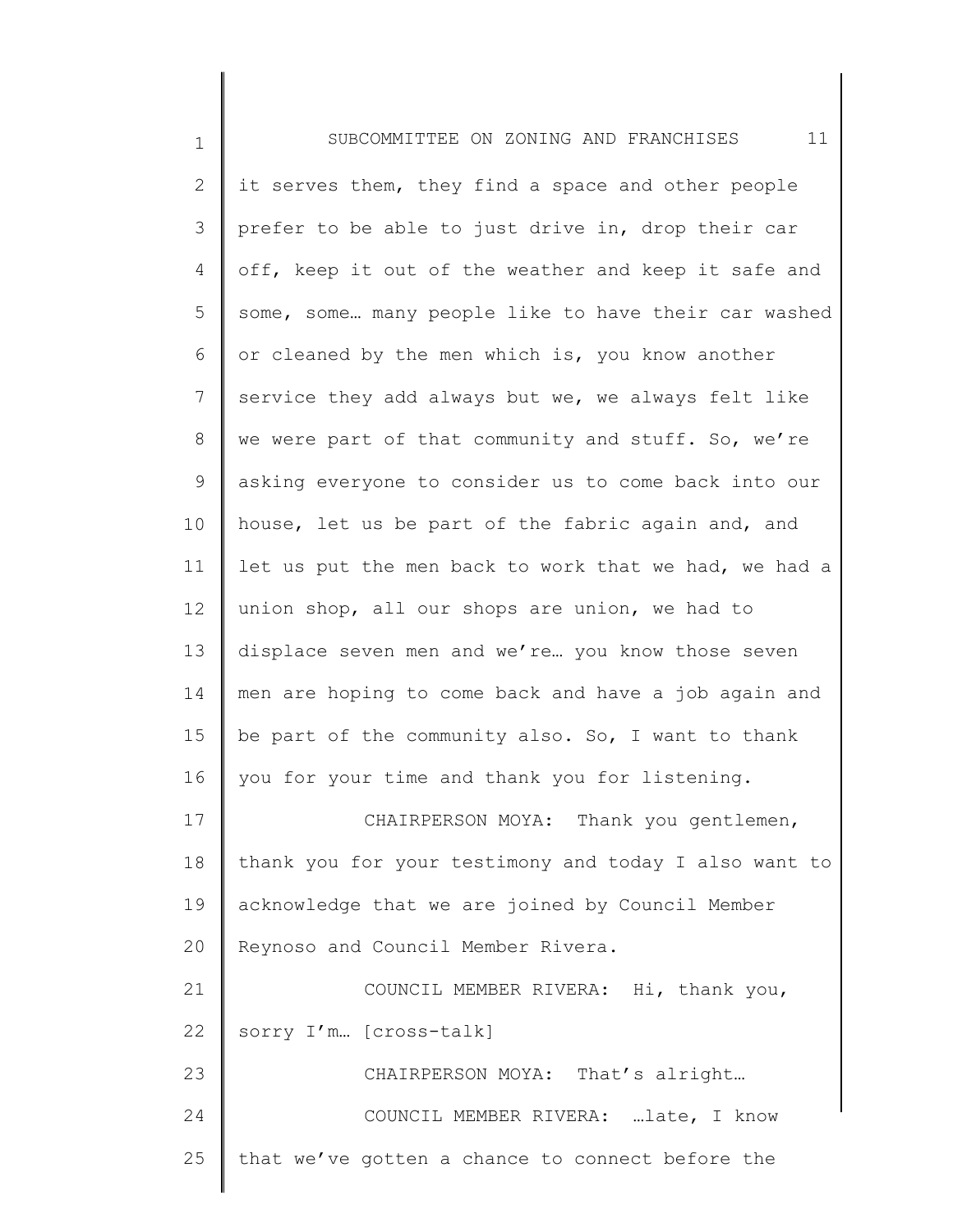it serves them, they find a space and other people prefer to be able to just drive in, drop their car off, keep it out of the weather and keep it safe and some, some… many people like to have their car washed or cleaned by the men which is, you know another service they add always but we, we always felt like we were part of that community and stuff. So, we're asking everyone to consider us to come back into our house, let us be part of the fabric again and, and let us put the men back to work that we had, we had a union shop, all our shops are union, we had to displace seven men and we're… you know those seven men are hoping to come back and have a job again and be part of the community also. So, I want to thank you for your time and thank you for listening.

CHAIRPERSON MOYA: Thank you gentlemen, thank you for your testimony and today I also want to acknowledge that we are joined by Council Member Reynoso and Council Member Rivera.

COUNCIL MEMBER RIVERA: Hi, thank you, sorry I'm… [cross-talk]

CHAIRPERSON MOYA: That's alright…

COUNCIL MEMBER RIVERA: …late, I know that we've gotten a chance to connect before the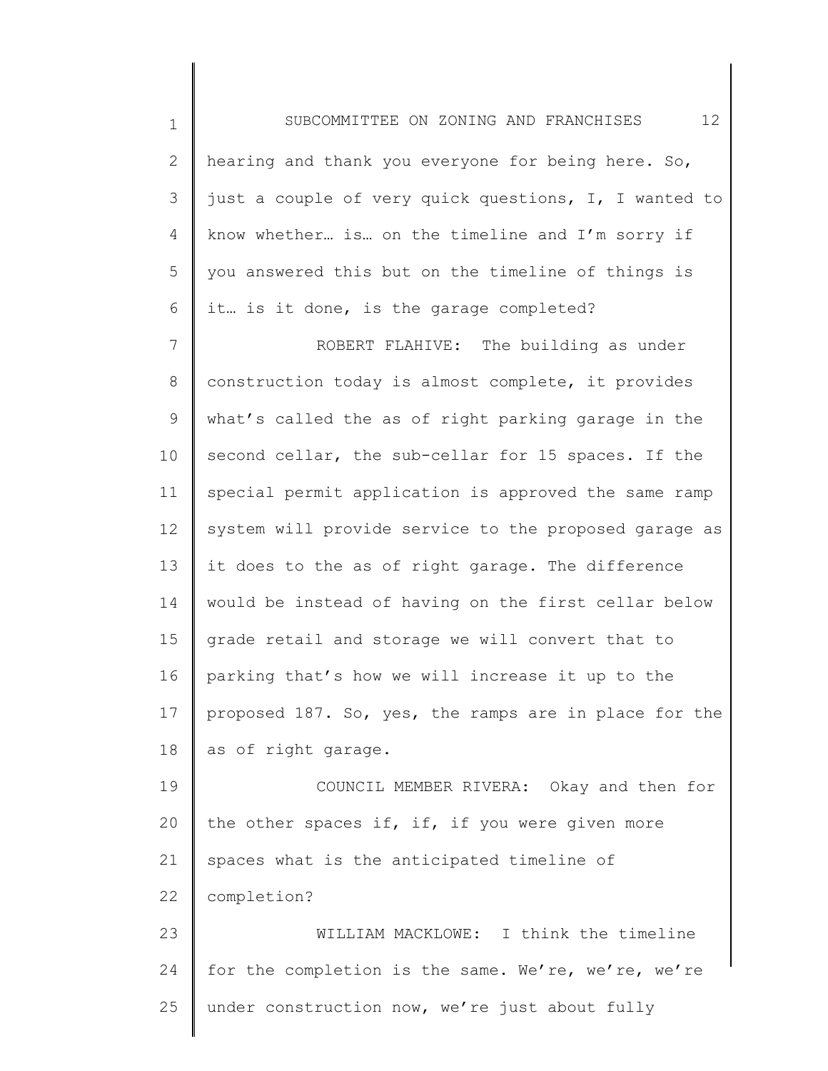hearing and thank you everyone for being here. So, just a couple of very quick questions, I, I wanted to know whether… is… on the timeline and I'm sorry if you answered this but on the timeline of things is it… is it done, is the garage completed?

ROBERT FLAHIVE: The building as under construction today is almost complete, it provides what's called the as of right parking garage in the second cellar, the sub-cellar for 15 spaces. If the special permit application is approved the same ramp system will provide service to the proposed garage as it does to the as of right garage. The difference would be instead of having on the first cellar below grade retail and storage we will convert that to parking that's how we will increase it up to the proposed 187. So, yes, the ramps are in place for the as of right garage.

COUNCIL MEMBER RIVERA: Okay and then for the other spaces if, if, if you were given more spaces what is the anticipated timeline of completion?

WILLIAM MACKLOWE: I think the timeline for the completion is the same. We're, we're, we're under construction now, we're just about fully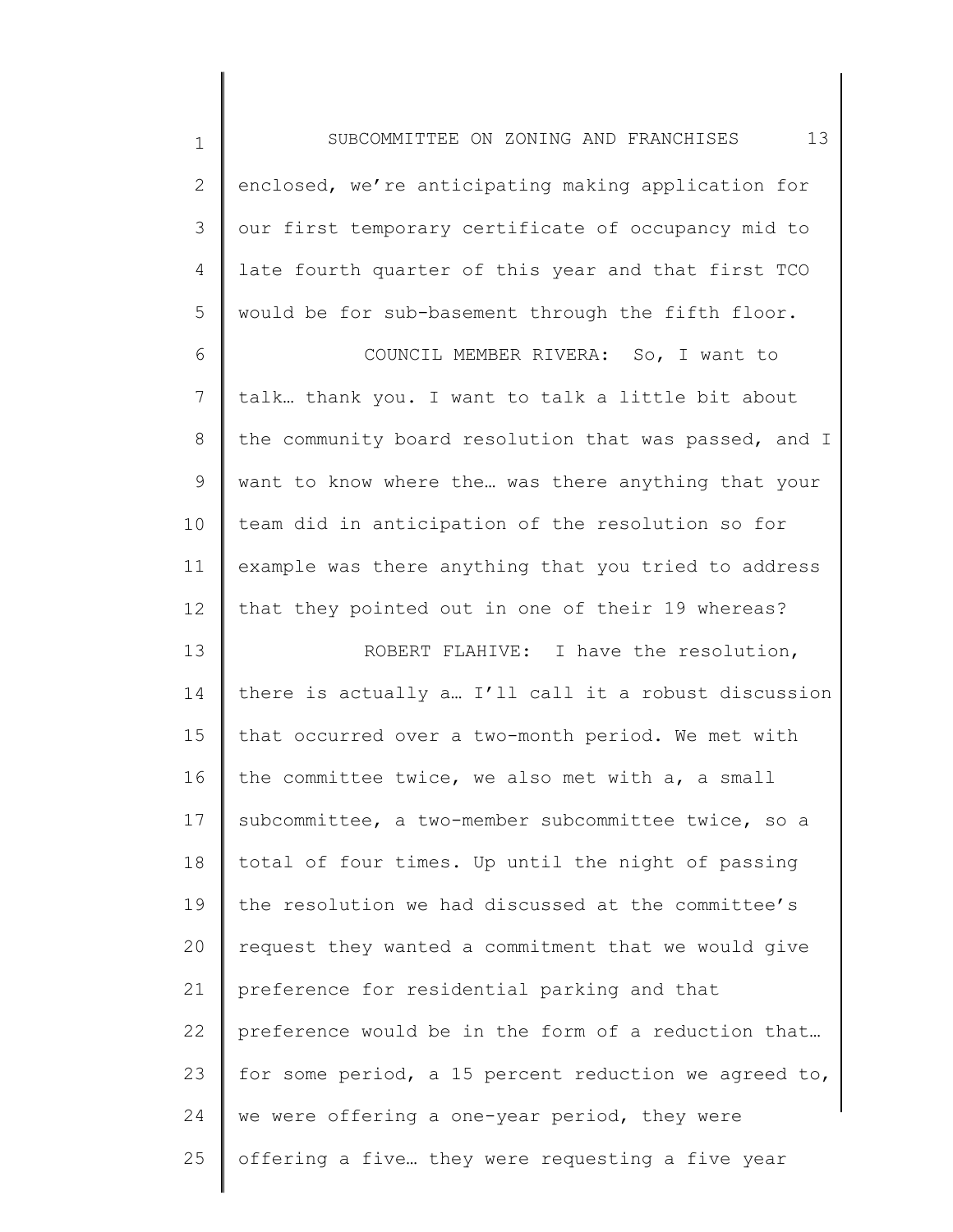enclosed, we're anticipating making application for our first temporary certificate of occupancy mid to late fourth quarter of this year and that first TCO would be for sub-basement through the fifth floor.

COUNCIL MEMBER RIVERA: So, I want to talk… thank you. I want to talk a little bit about the community board resolution that was passed, and I want to know where the… was there anything that your team did in anticipation of the resolution so for example was there anything that you tried to address that they pointed out in one of their 19 whereas?

ROBERT FLAHIVE: I have the resolution, there is actually a… I'll call it a robust discussion that occurred over a two-month period. We met with the committee twice, we also met with a, a small subcommittee, a two-member subcommittee twice, so a total of four times. Up until the night of passing the resolution we had discussed at the committee's request they wanted a commitment that we would give preference for residential parking and that preference would be in the form of a reduction that… for some period, a 15 percent reduction we agreed to, we were offering a one-year period, they were offering a five… they were requesting a five year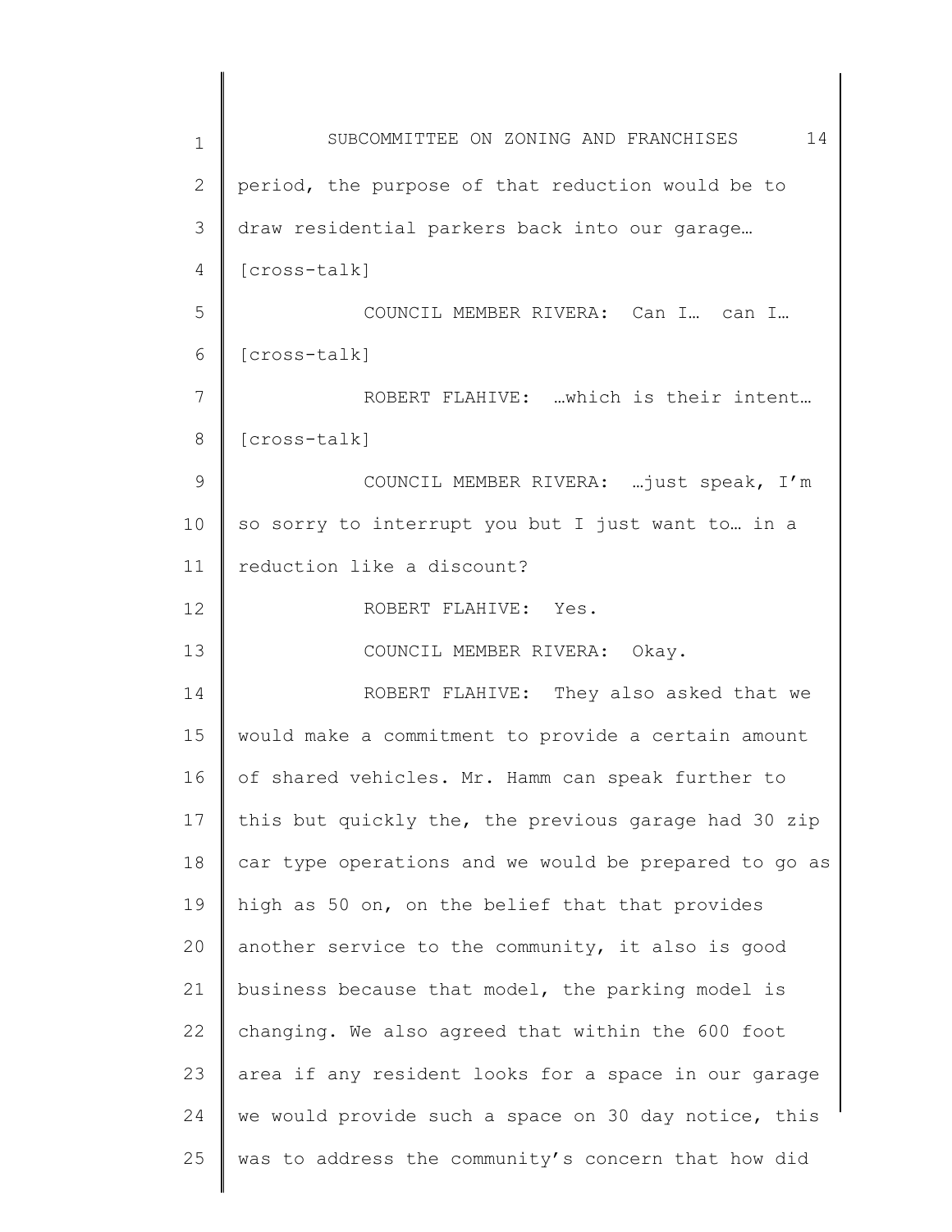period, the purpose of that reduction would be to draw residential parkers back into our garage… [cross-talk]

COUNCIL MEMBER RIVERA: Can I… can I… [cross-talk]

ROBERT FLAHIVE: …which is their intent… [cross-talk]

COUNCIL MEMBER RIVERA: …just speak, I'm so sorry to interrupt you but I just want to… in a reduction like a discount?

ROBERT FLAHIVE: Yes.

COUNCIL MEMBER RIVERA: Okay.

ROBERT FLAHIVE: They also asked that we would make a commitment to provide a certain amount of shared vehicles. Mr. Hamm can speak further to this but quickly the, the previous garage had 30 zip car type operations and we would be prepared to go as high as 50 on, on the belief that that provides another service to the community, it also is good business because that model, the parking model is changing. We also agreed that within the 600 foot area if any resident looks for a space in our garage we would provide such a space on 30 day notice, this was to address the community's concern that how did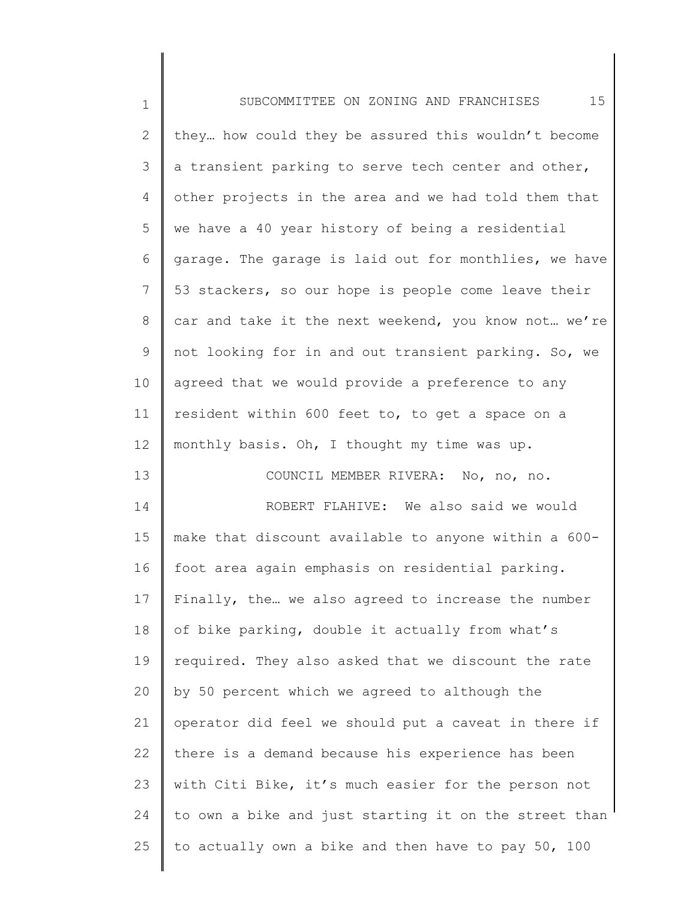they… how could they be assured this wouldn't become a transient parking to serve tech center and other, other projects in the area and we had told them that we have a 40 year history of being a residential garage. The garage is laid out for monthlies, we have 53 stackers, so our hope is people come leave their car and take it the next weekend, you know not… we're not looking for in and out transient parking. So, we agreed that we would provide a preference to any resident within 600 feet to, to get a space on a monthly basis. Oh, I thought my time was up.

COUNCIL MEMBER RIVERA: No, no, no.

ROBERT FLAHIVE: We also said we would make that discount available to anyone within a 600-foot area again emphasis on residential parking. Finally, the… we also agreed to increase the number of bike parking, double it actually from what's required. They also asked that we discount the rate by 50 percent which we agreed to although the operator did feel we should put a caveat in there if there is a demand because his experience has been with Citi Bike, it's much easier for the person not to own a bike and just starting it on the street than to actually own a bike and then have to pay 50, 100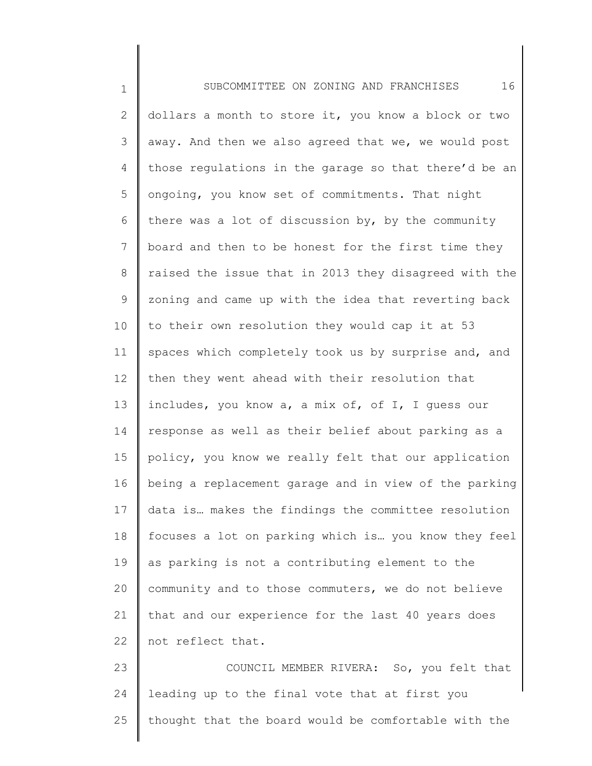dollars a month to store it, you know a block or two away. And then we also agreed that we, we would post those regulations in the garage so that there'd be an ongoing, you know set of commitments. That night there was a lot of discussion by, by the community board and then to be honest for the first time they raised the issue that in 2013 they disagreed with the zoning and came up with the idea that reverting back to their own resolution they would cap it at 53 spaces which completely took us by surprise and, and then they went ahead with their resolution that includes, you know a, a mix of, of I, I guess our response as well as their belief about parking as a policy, you know we really felt that our application being a replacement garage and in view of the parking data is… makes the findings the committee resolution focuses a lot on parking which is… you know they feel as parking is not a contributing element to the community and to those commuters, we do not believe that and our experience for the last 40 years does not reflect that.

COUNCIL MEMBER RIVERA: So, you felt that leading up to the final vote that at first you thought that the board would be comfortable with the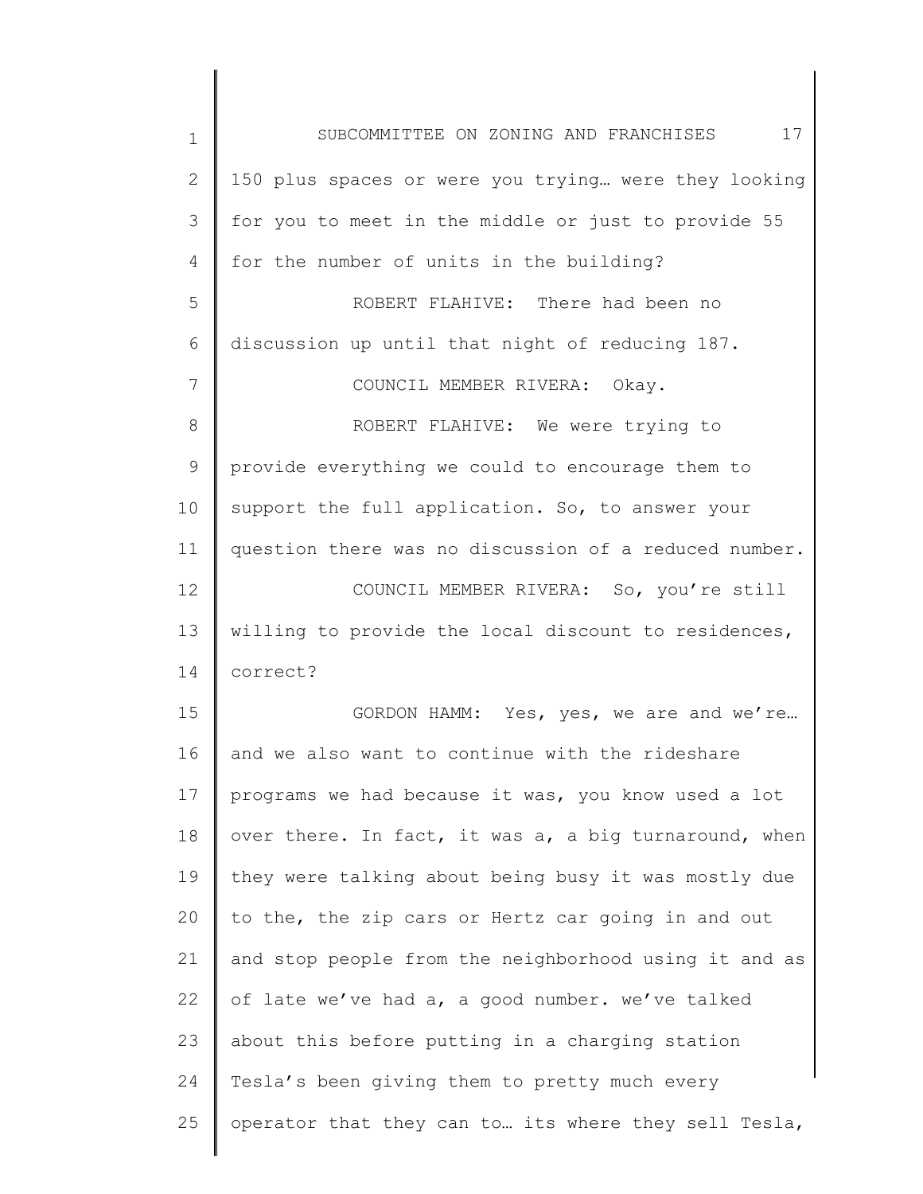150 plus spaces or were you trying… were they looking for you to meet in the middle or just to provide 55 for the number of units in the building?

ROBERT FLAHIVE: There had been no discussion up until that night of reducing 187.

COUNCIL MEMBER RIVERA: Okay.

ROBERT FLAHIVE: We were trying to provide everything we could to encourage them to support the full application. So, to answer your question there was no discussion of a reduced number.

COUNCIL MEMBER RIVERA: So, you're still willing to provide the local discount to residences, correct?

GORDON HAMM: Yes, yes, we are and we're… and we also want to continue with the rideshare programs we had because it was, you know used a lot over there. In fact, it was a, a big turnaround, when they were talking about being busy it was mostly due to the, the zip cars or Hertz car going in and out and stop people from the neighborhood using it and as of late we've had a, a good number. we've talked about this before putting in a charging station Tesla's been giving them to pretty much every operator that they can to… its where they sell Tesla,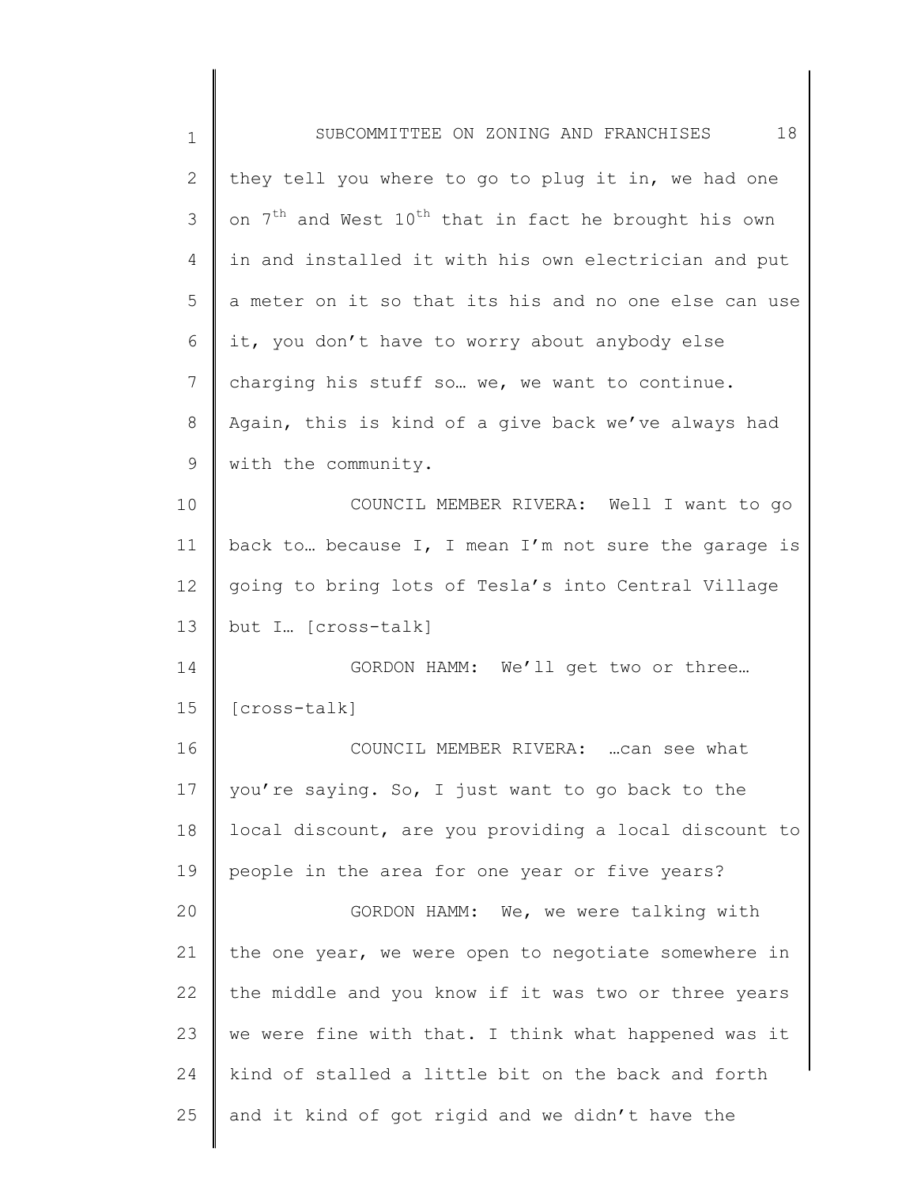they tell you where to go to plug it in, we had one on 7th and West 10th that in fact he brought his own in and installed it with his own electrician and put a meter on it so that its his and no one else can use it, you don't have to worry about anybody else charging his stuff so… we, we want to continue. Again, this is kind of a give back we've always had with the community.

COUNCIL MEMBER RIVERA: Well I want to go back to… because I, I mean I'm not sure the garage is going to bring lots of Tesla's into Central Village but I… [cross-talk]

GORDON HAMM: We'll get two or three… [cross-talk]

COUNCIL MEMBER RIVERA: …can see what you're saying. So, I just want to go back to the local discount, are you providing a local discount to people in the area for one year or five years?

GORDON HAMM: We, we were talking with the one year, we were open to negotiate somewhere in the middle and you know if it was two or three years we were fine with that. I think what happened was it kind of stalled a little bit on the back and forth and it kind of got rigid and we didn't have the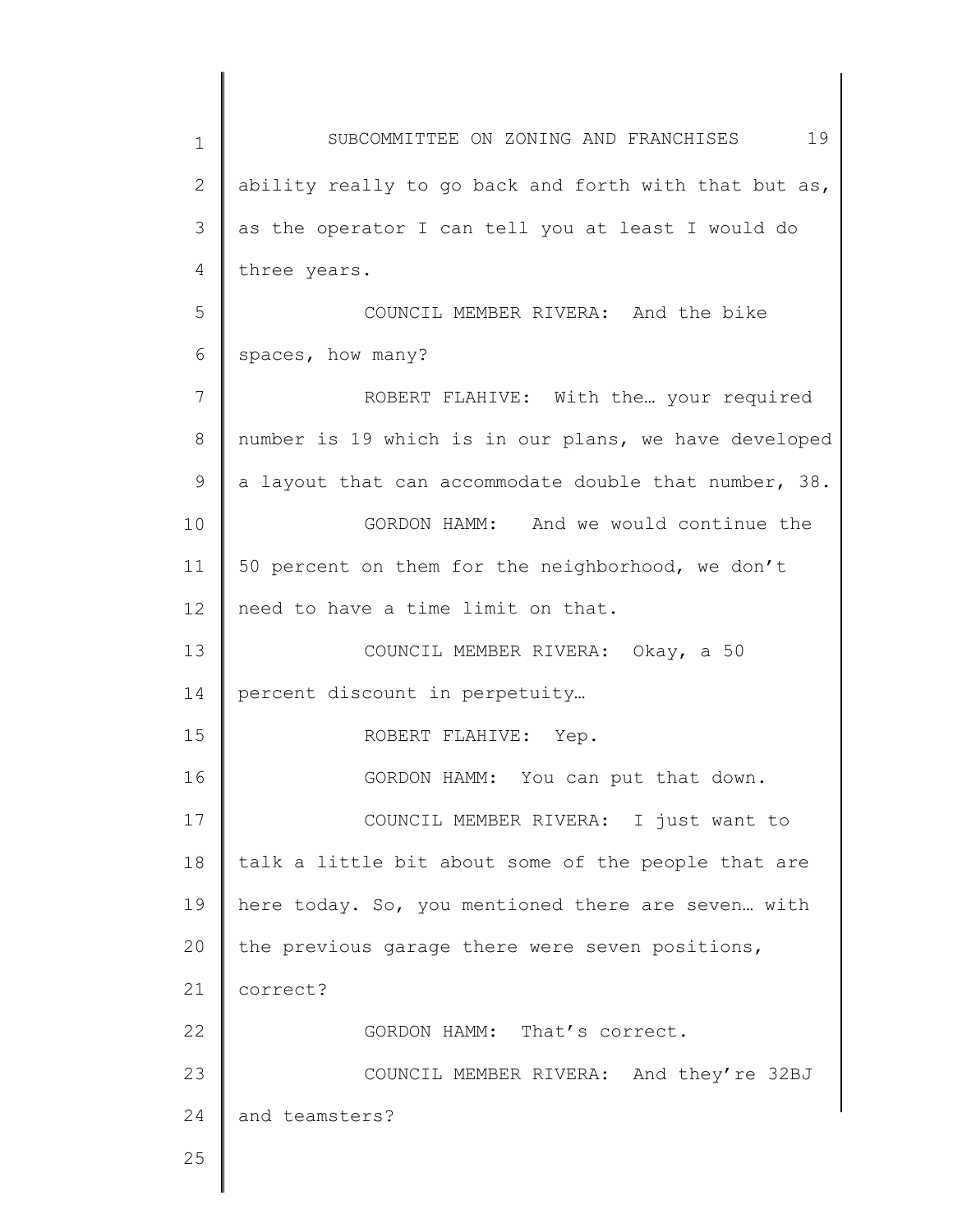ability really to go back and forth with that but as, as the operator I can tell you at least I would do three years.

COUNCIL MEMBER RIVERA: And the bike spaces, how many?

ROBERT FLAHIVE: With the… your required number is 19 which is in our plans, we have developed a layout that can accommodate double that number, 38.

GORDON HAMM: And we would continue the 50 percent on them for the neighborhood, we don't need to have a time limit on that.

COUNCIL MEMBER RIVERA: Okay, a 50 percent discount in perpetuity…

ROBERT FLAHIVE: Yep.

GORDON HAMM: You can put that down.

COUNCIL MEMBER RIVERA: I just want to talk a little bit about some of the people that are here today. So, you mentioned there are seven… with the previous garage there were seven positions, correct?

GORDON HAMM: That's correct.

COUNCIL MEMBER RIVERA: And they're 32BJ and teamsters?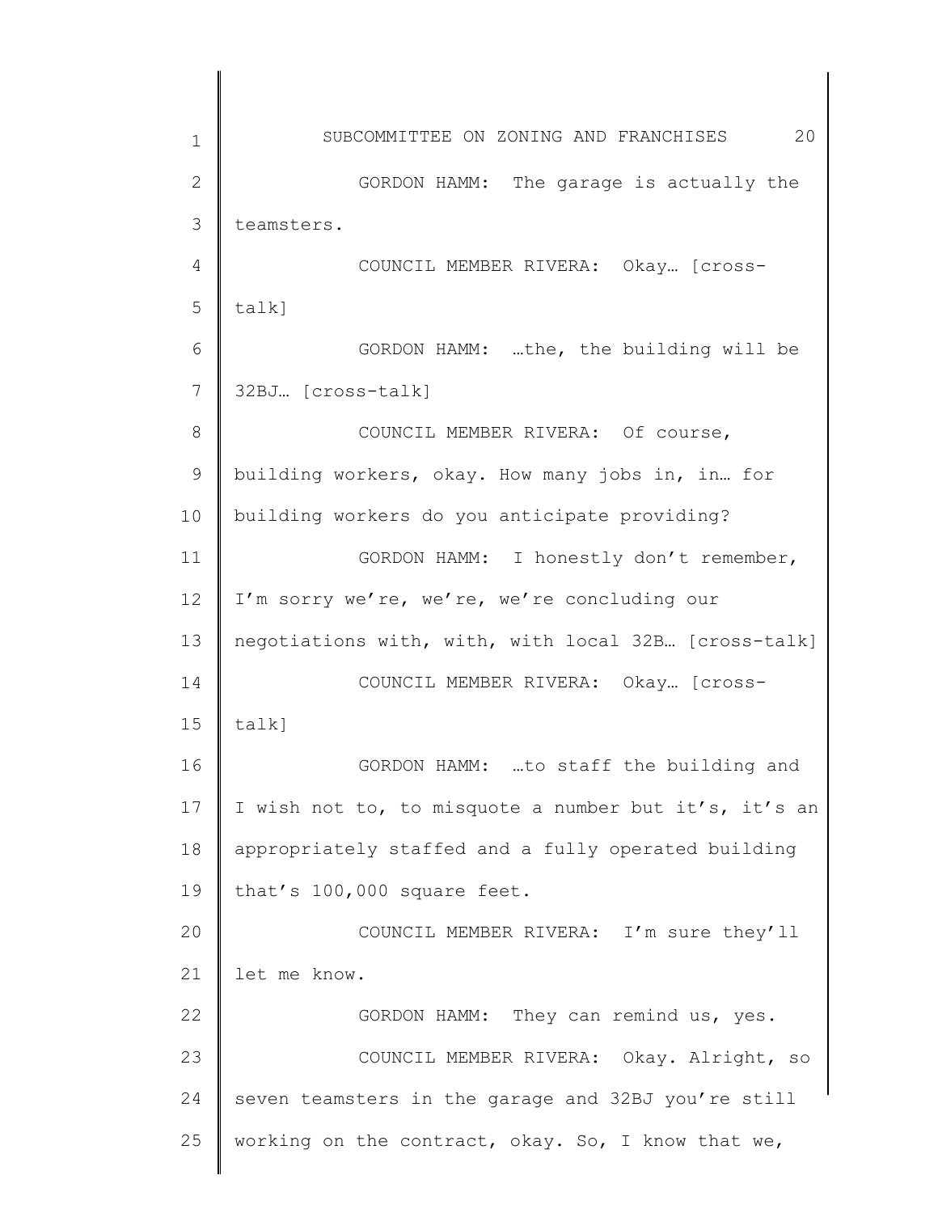GORDON HAMM: The garage is actually the teamsters.

COUNCIL MEMBER RIVERA: Okay… [cross-talk]

GORDON HAMM: …the, the building will be 32BJ… [cross-talk]

COUNCIL MEMBER RIVERA: Of course, building workers, okay. How many jobs in, in… for building workers do you anticipate providing?

GORDON HAMM: I honestly don't remember, I'm sorry we're, we're, we're concluding our negotiations with, with, with local 32B… [cross-talk]

COUNCIL MEMBER RIVERA: Okay… [cross-talk]

GORDON HAMM: …to staff the building and I wish not to, to misquote a number but it's, it's an appropriately staffed and a fully operated building that's 100,000 square feet.

COUNCIL MEMBER RIVERA: I'm sure they'll let me know.

GORDON HAMM: They can remind us, yes.

COUNCIL MEMBER RIVERA: Okay. Alright, so seven teamsters in the garage and 32BJ you're still working on the contract, okay. So, I know that we,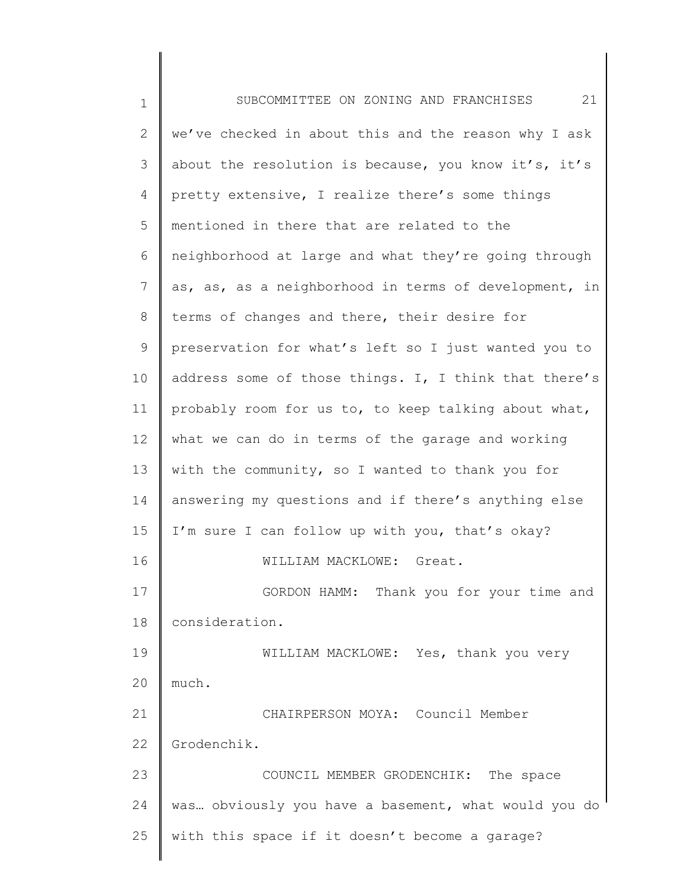we've checked in about this and the reason why I ask about the resolution is because, you know it's, it's pretty extensive, I realize there's some things mentioned in there that are related to the neighborhood at large and what they're going through as, as, as a neighborhood in terms of development, in terms of changes and there, their desire for preservation for what's left so I just wanted you to address some of those things. I, I think that there's probably room for us to, to keep talking about what, what we can do in terms of the garage and working with the community, so I wanted to thank you for answering my questions and if there's anything else I'm sure I can follow up with you, that's okay?

WILLIAM MACKLOWE: Great.

GORDON HAMM: Thank you for your time and consideration.

WILLIAM MACKLOWE: Yes, thank you very much.

CHAIRPERSON MOYA: Council Member Grodenchik.

COUNCIL MEMBER GRODENCHIK: The space was… obviously you have a basement, what would you do with this space if it doesn't become a garage?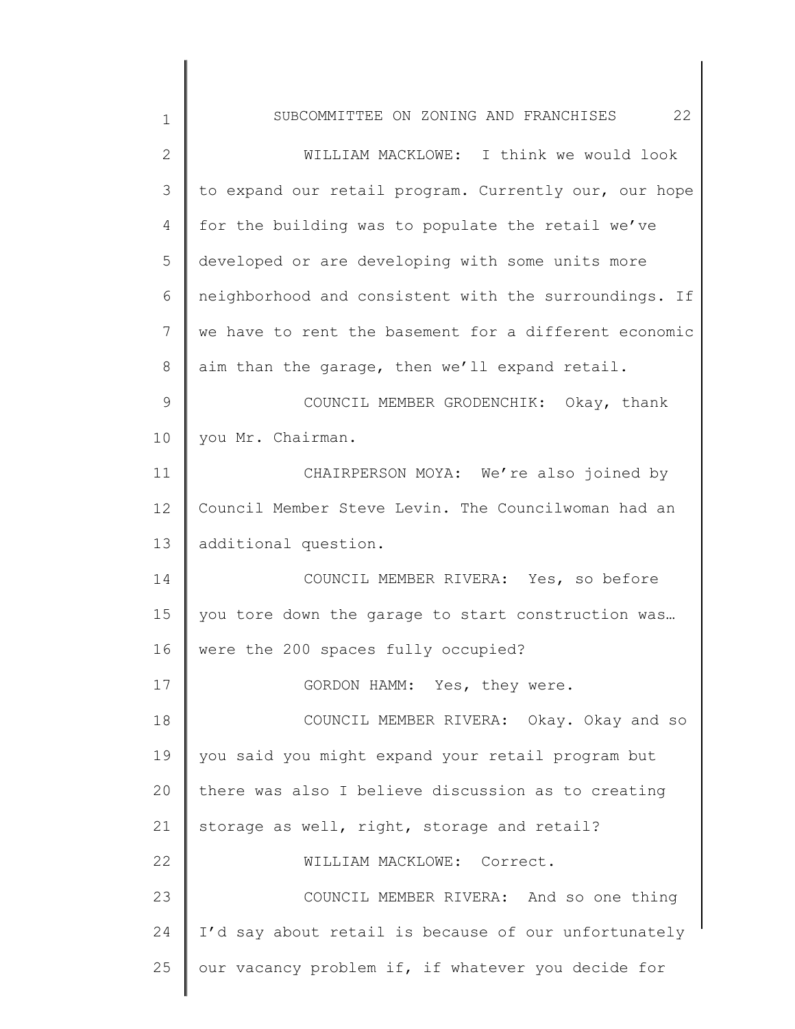WILLIAM MACKLOWE: I think we would look to expand our retail program. Currently our, our hope for the building was to populate the retail we've developed or are developing with some units more neighborhood and consistent with the surroundings. If we have to rent the basement for a different economic aim than the garage, then we'll expand retail.

COUNCIL MEMBER GRODENCHIK: Okay, thank you Mr. Chairman.

CHAIRPERSON MOYA: We're also joined by Council Member Steve Levin. The Councilwoman had an additional question.

COUNCIL MEMBER RIVERA: Yes, so before you tore down the garage to start construction was… were the 200 spaces fully occupied?

GORDON HAMM: Yes, they were.

COUNCIL MEMBER RIVERA: Okay. Okay and so you said you might expand your retail program but there was also I believe discussion as to creating storage as well, right, storage and retail?

WILLIAM MACKLOWE: Correct.

COUNCIL MEMBER RIVERA: And so one thing I'd say about retail is because of our unfortunately our vacancy problem if, if whatever you decide for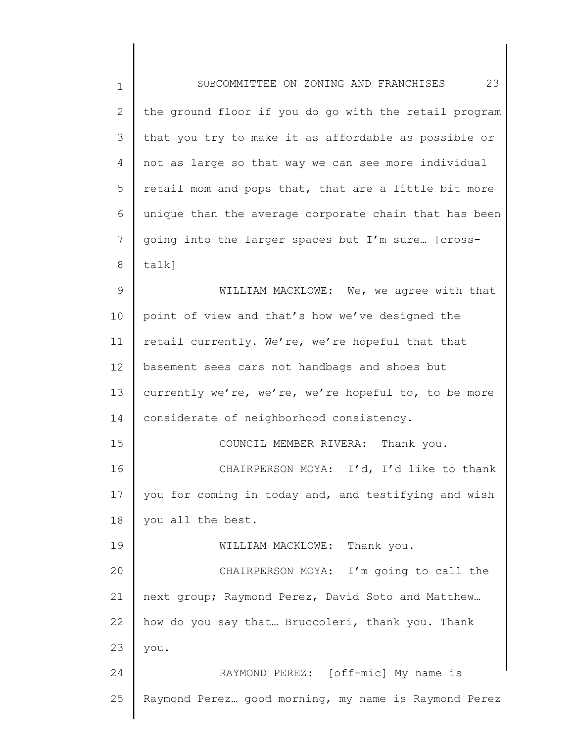the ground floor if you do go with the retail program that you try to make it as affordable as possible or not as large so that way we can see more individual retail mom and pops that, that are a little bit more unique than the average corporate chain that has been going into the larger spaces but I'm sure… [cross-talk]

WILLIAM MACKLOWE: We, we agree with that point of view and that's how we've designed the retail currently. We're, we're hopeful that that basement sees cars not handbags and shoes but currently we're, we're, we're hopeful to, to be more considerate of neighborhood consistency.

COUNCIL MEMBER RIVERA: Thank you.

CHAIRPERSON MOYA: I'd, I'd like to thank you for coming in today and, and testifying and wish you all the best.

WILLIAM MACKLOWE: Thank you.

CHAIRPERSON MOYA: I'm going to call the next group; Raymond Perez, David Soto and Matthew… how do you say that… Bruccoleri, thank you. Thank you.

RAYMOND PEREZ: [off-mic] My name is Raymond Perez… good morning, my name is Raymond Perez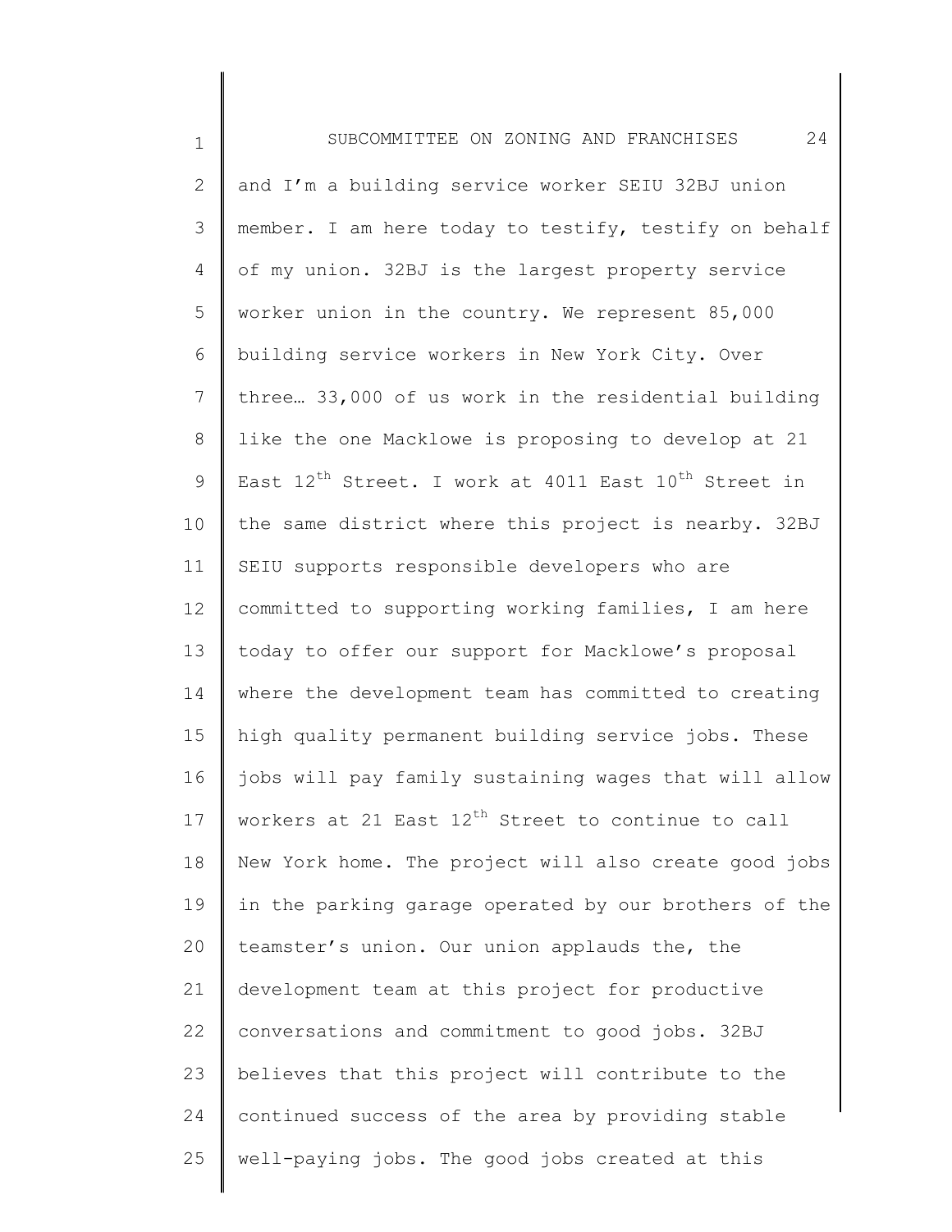and I'm a building service worker SEIU 32BJ union member. I am here today to testify, testify on behalf of my union. 32BJ is the largest property service worker union in the country. We represent 85,000 building service workers in New York City. Over three… 33,000 of us work in the residential building like the one Macklowe is proposing to develop at 21 East 12th Street. I work at 4011 East 10th Street in the same district where this project is nearby. 32BJ SEIU supports responsible developers who are committed to supporting working families, I am here today to offer our support for Macklowe's proposal where the development team has committed to creating high quality permanent building service jobs. These jobs will pay family sustaining wages that will allow workers at 21 East 12th Street to continue to call New York home. The project will also create good jobs in the parking garage operated by our brothers of the teamster's union. Our union applauds the, the development team at this project for productive conversations and commitment to good jobs. 32BJ believes that this project will contribute to the continued success of the area by providing stable well-paying jobs. The good jobs created at this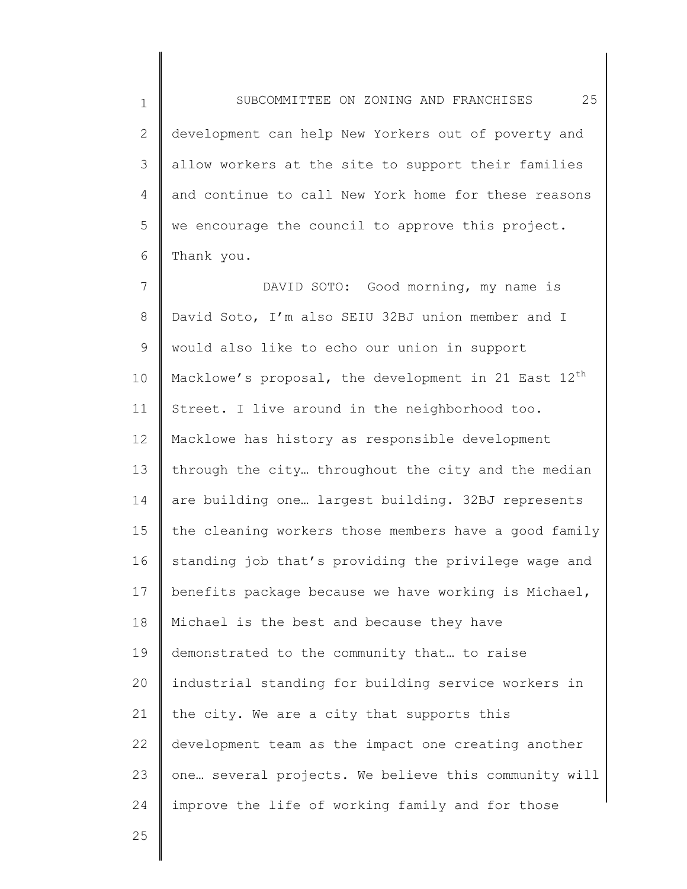development can help New Yorkers out of poverty and allow workers at the site to support their families and continue to call New York home for these reasons we encourage the council to approve this project. Thank you.

DAVID SOTO: Good morning, my name is David Soto, I'm also SEIU 32BJ union member and I would also like to echo our union in support Macklowe's proposal, the development in 21 East 12th Street. I live around in the neighborhood too. Macklowe has history as responsible development through the city… throughout the city and the median are building one… largest building. 32BJ represents the cleaning workers those members have a good family standing job that's providing the privilege wage and benefits package because we have working is Michael, Michael is the best and because they have demonstrated to the community that… to raise industrial standing for building service workers in the city. We are a city that supports this development team as the impact one creating another one… several projects. We believe this community will improve the life of working family and for those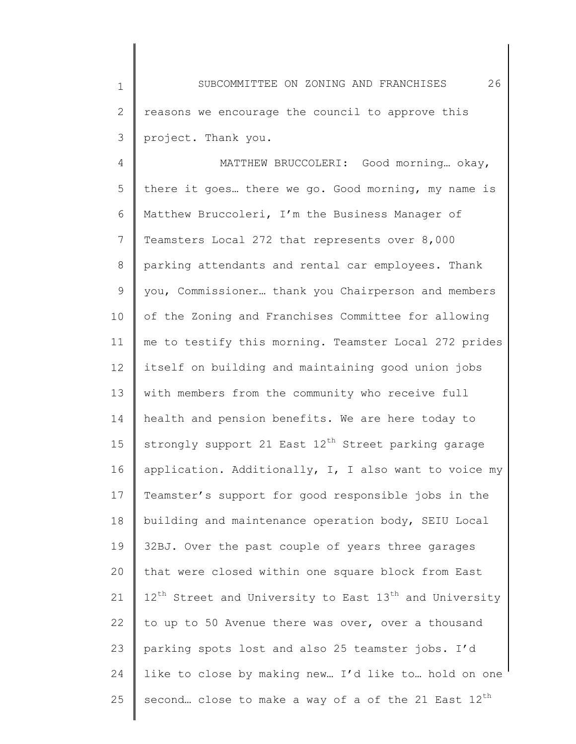reasons we encourage the council to approve this project. Thank you.

MATTHEW BRUCCOLERI: Good morning… okay, there it goes… there we go. Good morning, my name is Matthew Bruccoleri, I'm the Business Manager of Teamsters Local 272 that represents over 8,000 parking attendants and rental car employees. Thank you, Commissioner… thank you Chairperson and members of the Zoning and Franchises Committee for allowing me to testify this morning. Teamster Local 272 prides itself on building and maintaining good union jobs with members from the community who receive full health and pension benefits. We are here today to strongly support 21 East 12th Street parking garage application. Additionally, I, I also want to voice my Teamster's support for good responsible jobs in the building and maintenance operation body, SEIU Local 32BJ. Over the past couple of years three garages that were closed within one square block from East 12th Street and University to East 13th and University to up to 50 Avenue there was over, over a thousand parking spots lost and also 25 teamster jobs. I'd like to close by making new… I'd like to… hold on one second… close to make a way of a of the 21 East 12th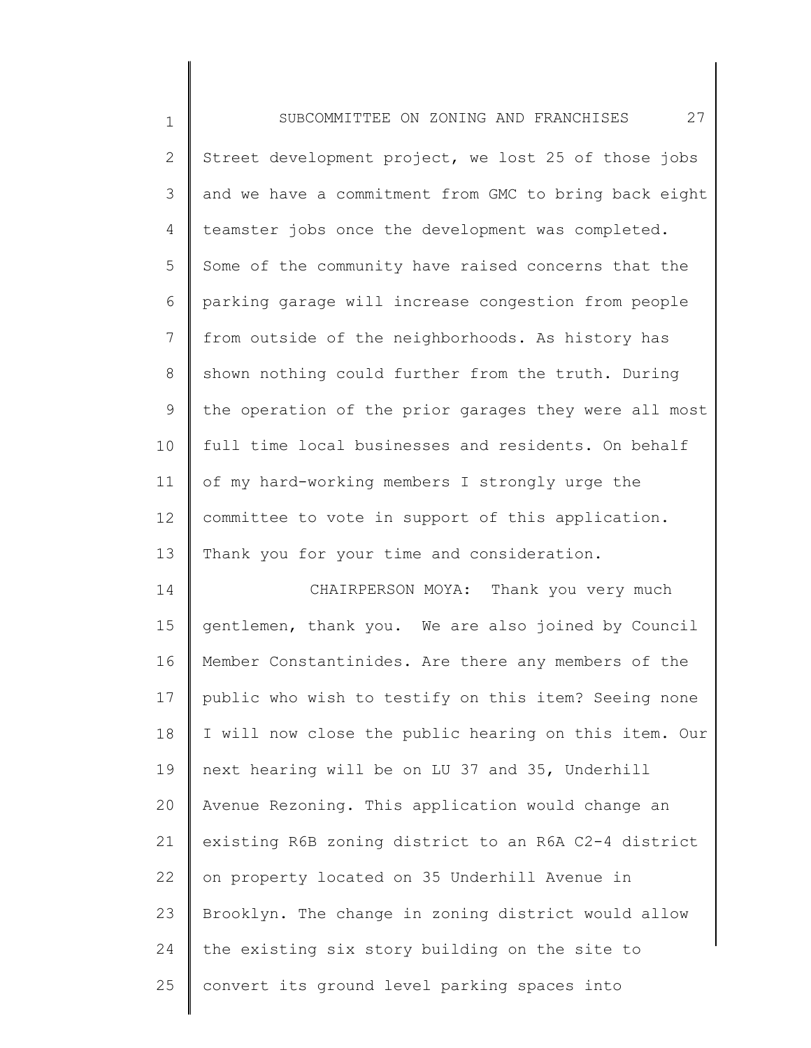Street development project, we lost 25 of those jobs and we have a commitment from GMC to bring back eight teamster jobs once the development was completed. Some of the community have raised concerns that the parking garage will increase congestion from people from outside of the neighborhoods. As history has shown nothing could further from the truth. During the operation of the prior garages they were all most full time local businesses and residents. On behalf of my hard-working members I strongly urge the committee to vote in support of this application. Thank you for your time and consideration.

CHAIRPERSON MOYA: Thank you very much gentlemen, thank you. We are also joined by Council Member Constantinides. Are there any members of the public who wish to testify on this item? Seeing none I will now close the public hearing on this item. Our next hearing will be on LU 37 and 35, Underhill Avenue Rezoning. This application would change an existing R6B zoning district to an R6A C2-4 district on property located on 35 Underhill Avenue in Brooklyn. The change in zoning district would allow the existing six story building on the site to convert its ground level parking spaces into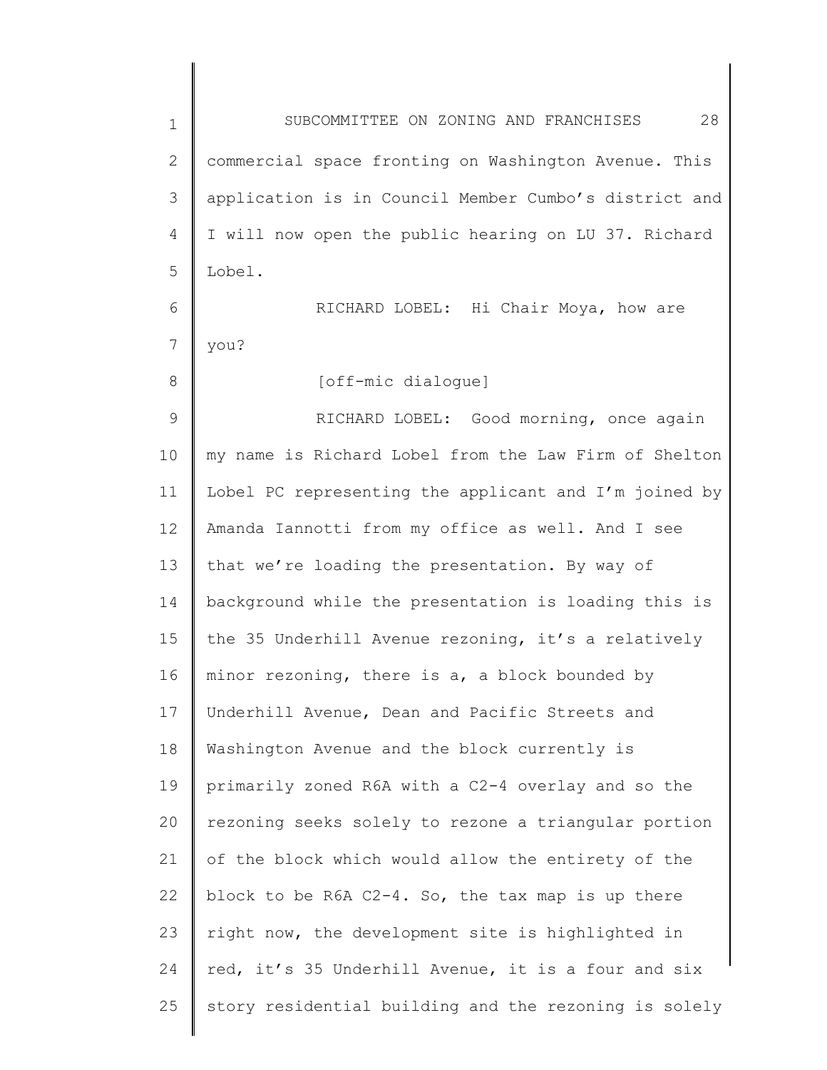commercial space fronting on Washington Avenue. This application is in Council Member Cumbo's district and I will now open the public hearing on LU 37. Richard Lobel.

RICHARD LOBEL: Hi Chair Moya, how are you?

[off-mic dialogue]

RICHARD LOBEL: Good morning, once again my name is Richard Lobel from the Law Firm of Shelton Lobel PC representing the applicant and I'm joined by Amanda Iannotti from my office as well. And I see that we're loading the presentation. By way of background while the presentation is loading this is the 35 Underhill Avenue rezoning, it's a relatively minor rezoning, there is a, a block bounded by Underhill Avenue, Dean and Pacific Streets and Washington Avenue and the block currently is primarily zoned R6A with a C2-4 overlay and so the rezoning seeks solely to rezone a triangular portion of the block which would allow the entirety of the block to be R6A C2-4. So, the tax map is up there right now, the development site is highlighted in red, it's 35 Underhill Avenue, it is a four and six story residential building and the rezoning is solely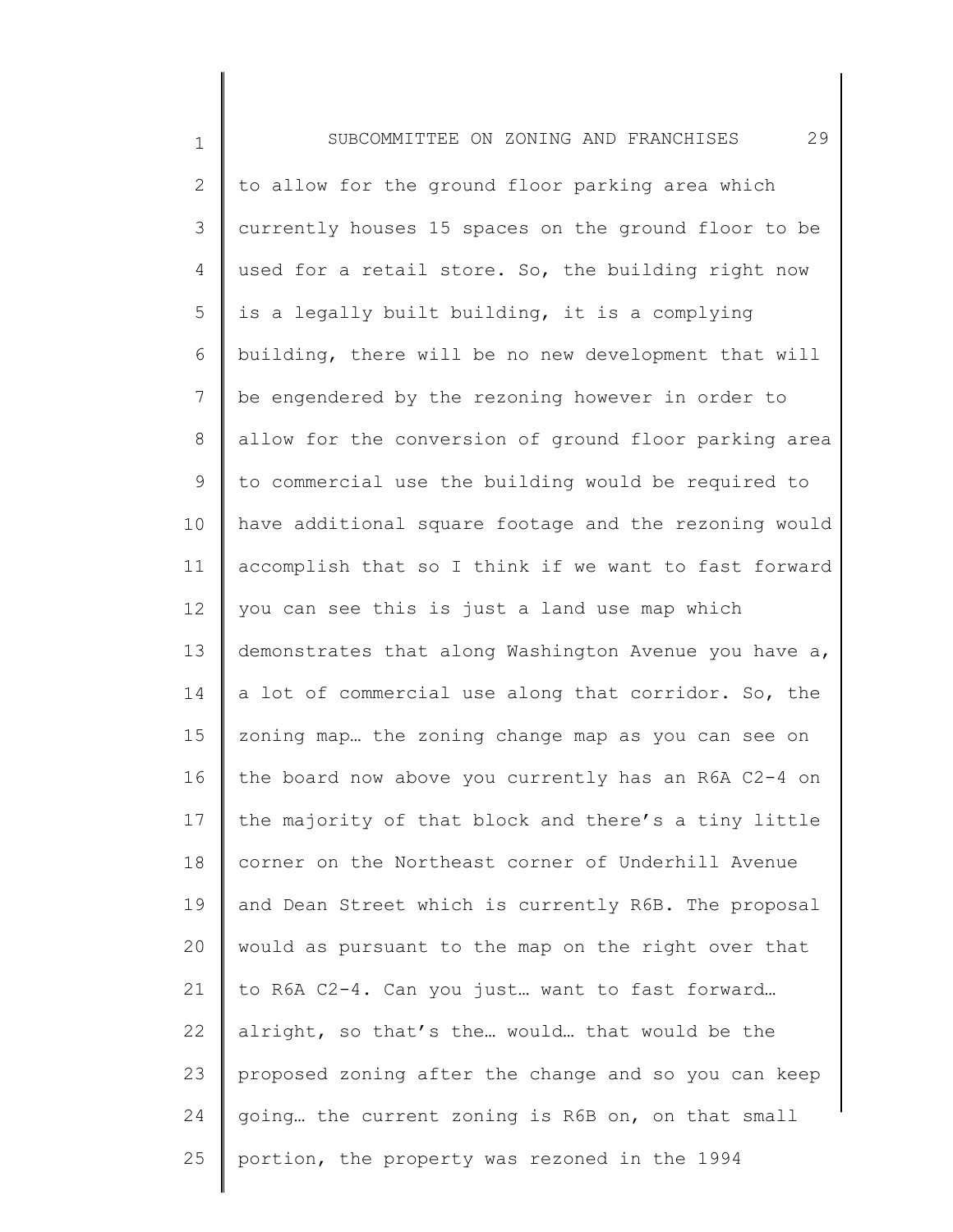to allow for the ground floor parking area which currently houses 15 spaces on the ground floor to be used for a retail store. So, the building right now is a legally built building, it is a complying building, there will be no new development that will be engendered by the rezoning however in order to allow for the conversion of ground floor parking area to commercial use the building would be required to have additional square footage and the rezoning would accomplish that so I think if we want to fast forward you can see this is just a land use map which demonstrates that along Washington Avenue you have a, a lot of commercial use along that corridor. So, the zoning map… the zoning change map as you can see on the board now above you currently has an R6A C2-4 on the majority of that block and there's a tiny little corner on the Northeast corner of Underhill Avenue and Dean Street which is currently R6B. The proposal would as pursuant to the map on the right over that to R6A C2-4. Can you just… want to fast forward… alright, so that's the… would… that would be the proposed zoning after the change and so you can keep going… the current zoning is R6B on, on that small portion, the property was rezoned in the 1994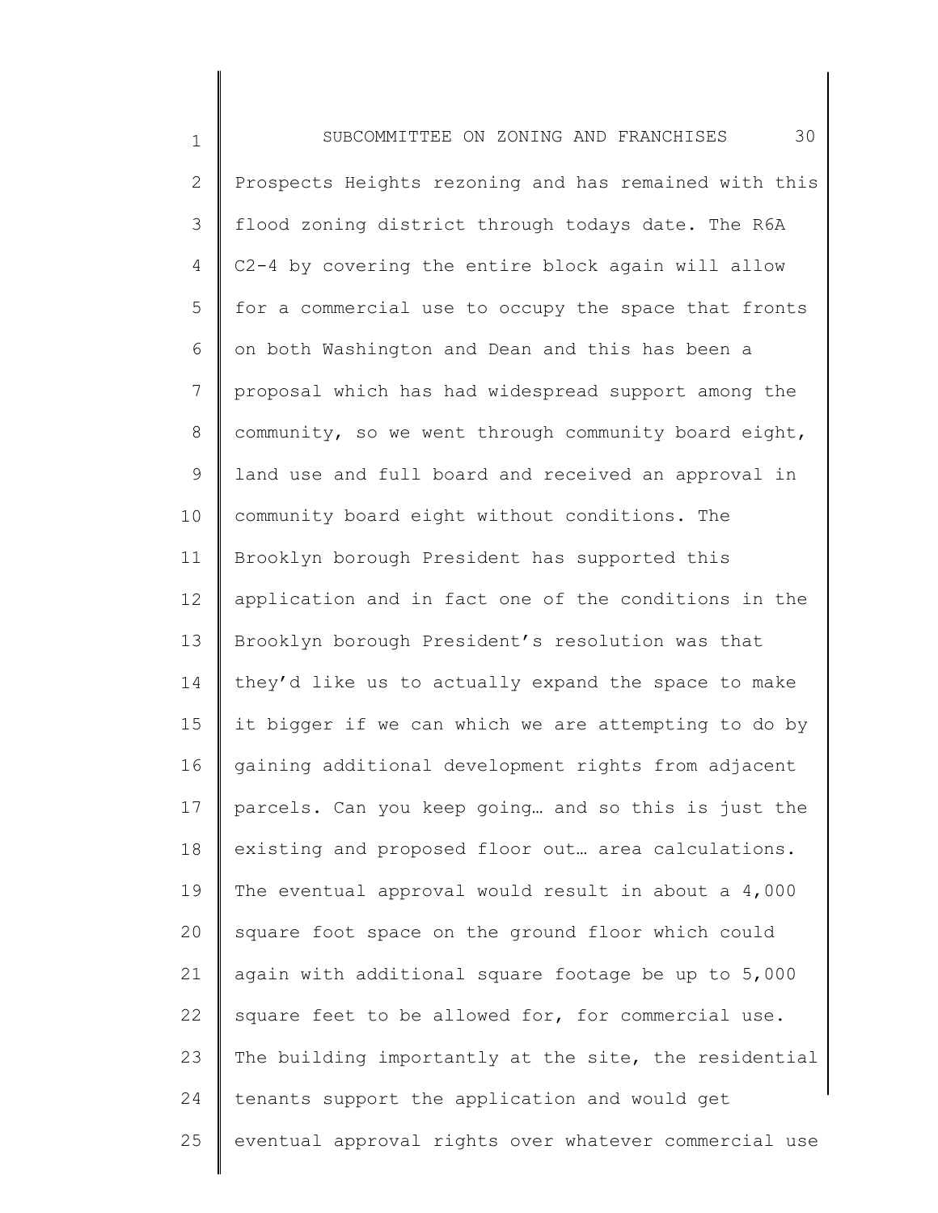Prospects Heights rezoning and has remained with this flood zoning district through todays date. The R6A C2-4 by covering the entire block again will allow for a commercial use to occupy the space that fronts on both Washington and Dean and this has been a proposal which has had widespread support among the community, so we went through community board eight, land use and full board and received an approval in community board eight without conditions. The Brooklyn borough President has supported this application and in fact one of the conditions in the Brooklyn borough President's resolution was that they'd like us to actually expand the space to make it bigger if we can which we are attempting to do by gaining additional development rights from adjacent parcels. Can you keep going… and so this is just the existing and proposed floor out… area calculations. The eventual approval would result in about a 4,000 square foot space on the ground floor which could again with additional square footage be up to 5,000 square feet to be allowed for, for commercial use. The building importantly at the site, the residential tenants support the application and would get eventual approval rights over whatever commercial use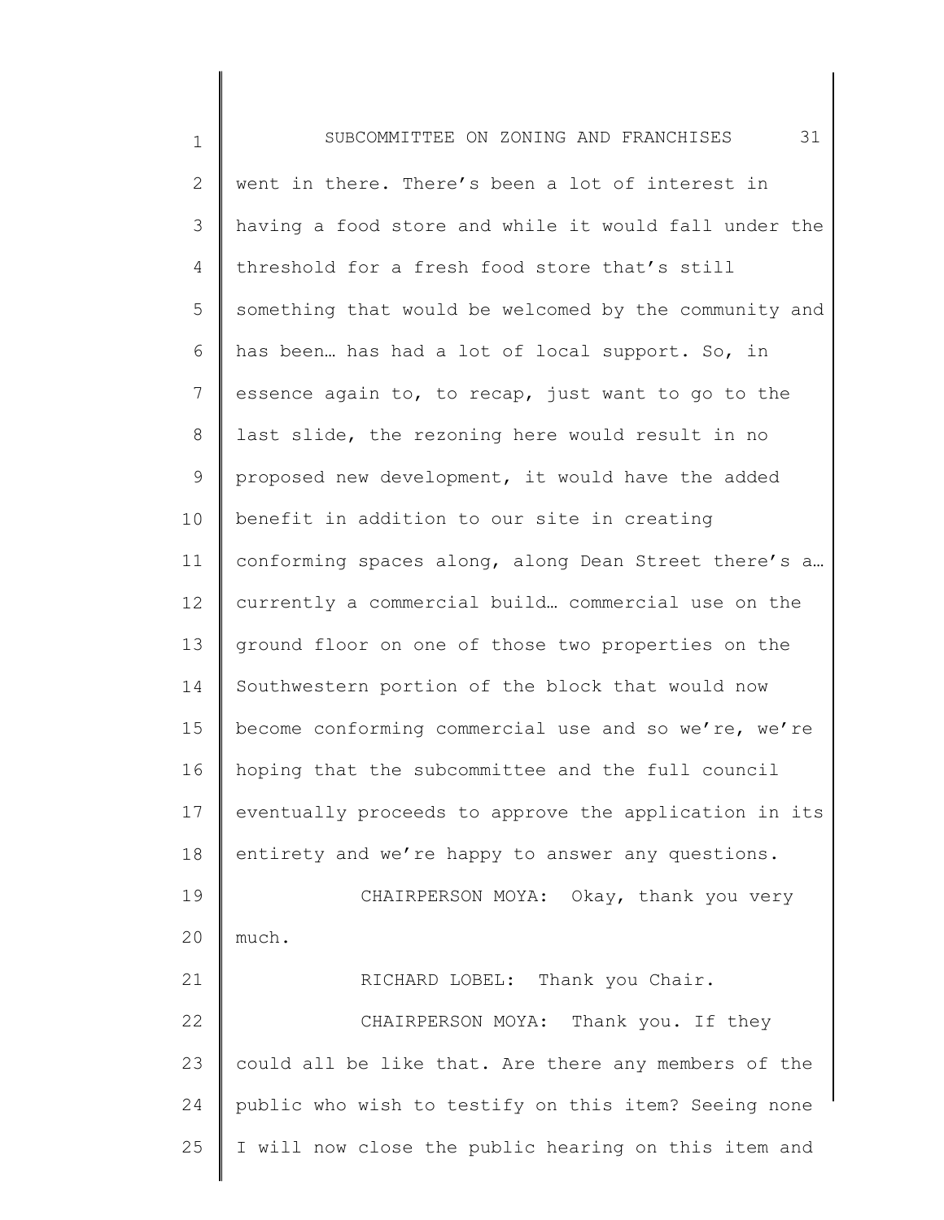went in there. There's been a lot of interest in having a food store and while it would fall under the threshold for a fresh food store that's still something that would be welcomed by the community and has been… has had a lot of local support. So, in essence again to, to recap, just want to go to the last slide, the rezoning here would result in no proposed new development, it would have the added benefit in addition to our site in creating conforming spaces along, along Dean Street there's a… currently a commercial build… commercial use on the ground floor on one of those two properties on the Southwestern portion of the block that would now become conforming commercial use and so we're, we're hoping that the subcommittee and the full council eventually proceeds to approve the application in its entirety and we're happy to answer any questions.

CHAIRPERSON MOYA: Okay, thank you very much.

RICHARD LOBEL: Thank you Chair.

CHAIRPERSON MOYA: Thank you. If they could all be like that. Are there any members of the public who wish to testify on this item? Seeing none I will now close the public hearing on this item and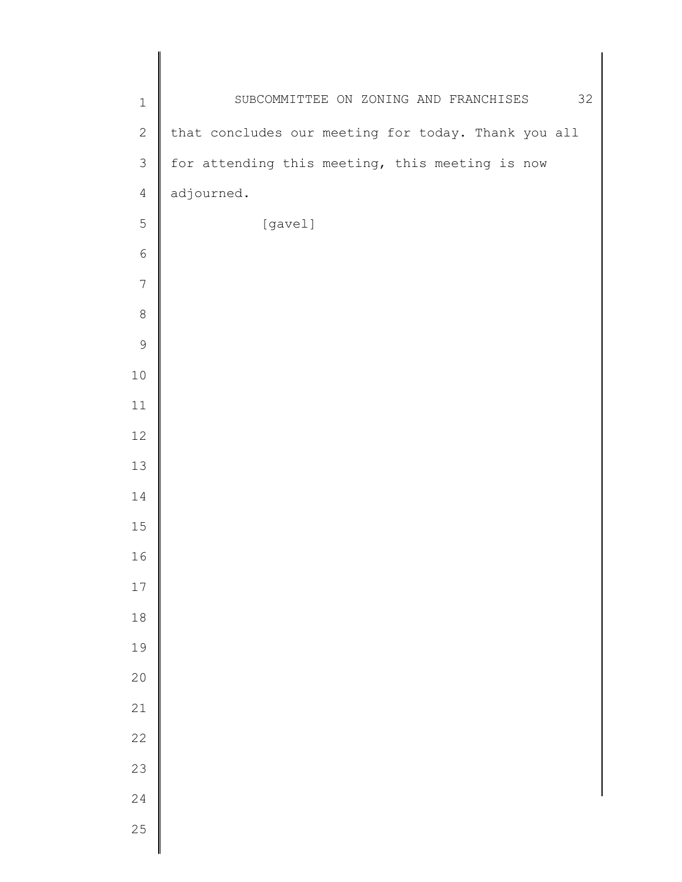that concludes our meeting for today. Thank you all for attending this meeting, this meeting is now adjourned.

[gavel]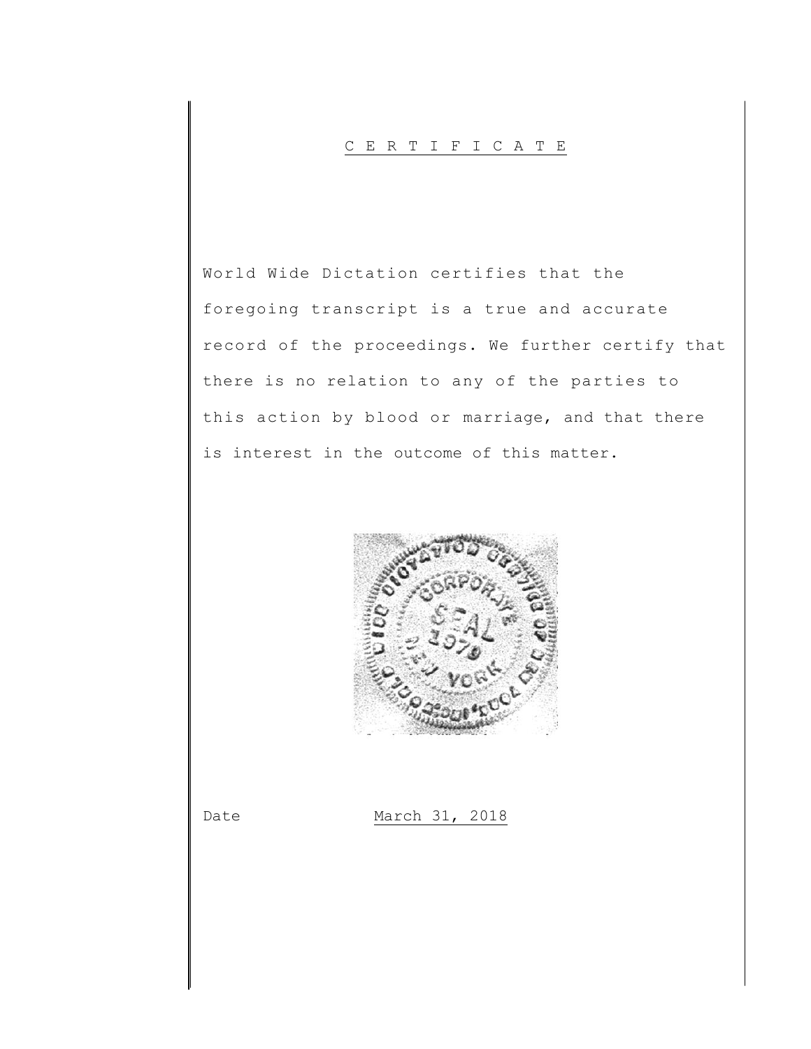# C E R T I F I C A T E

World Wide Dictation certifies that the foregoing transcript is a true and accurate record of the proceedings. We further certify that there is no relation to any of the parties to this action by blood or marriage, and that there is interest in the outcome of this matter.

Date March 31, 2018